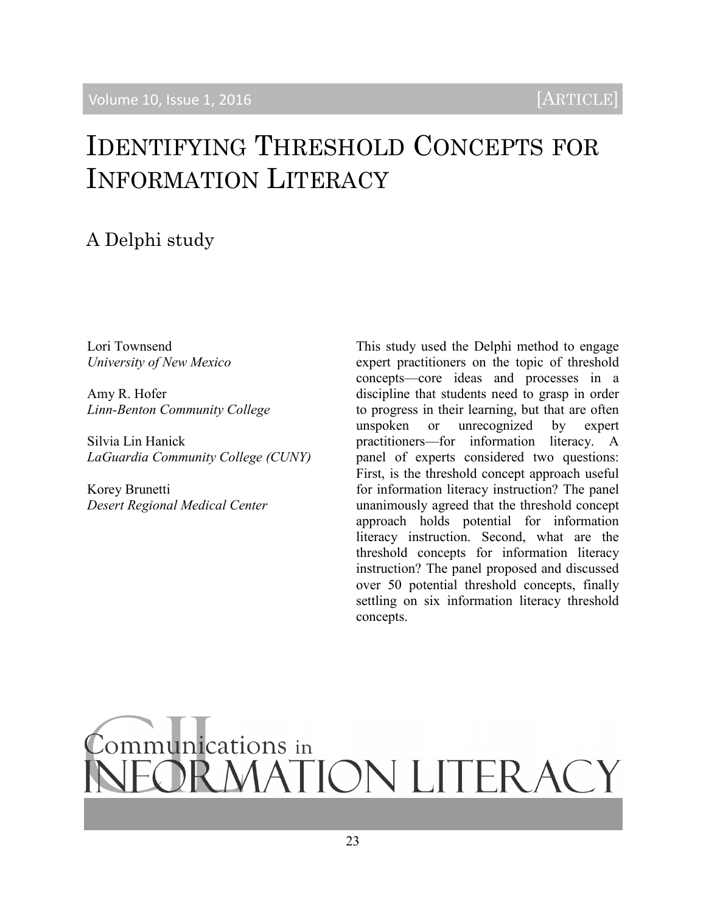# Identifying Threshold Concepts for Information Literacy

## A Delphi study

Lori Townsend
*University of New Mexico*

Amy R. Hofer
*Linn-Benton Community College*

Silvia Lin Hanick
*LaGuardia Community College (CUNY)*

Korey Brunetti
*Desert Regional Medical Center*

This study used the Delphi method to engage expert practitioners on the topic of threshold concepts—core ideas and processes in a discipline that students need to grasp in order to progress in their learning, but that are often unspoken or unrecognized by expert practitioners—for information literacy. A panel of experts considered two questions: First, is the threshold concept approach useful for information literacy instruction? The panel unanimously agreed that the threshold concept approach holds potential for information literacy instruction. Second, what are the threshold concepts for information literacy instruction? The panel proposed and discussed over 50 potential threshold concepts, finally settling on six information literacy threshold concepts.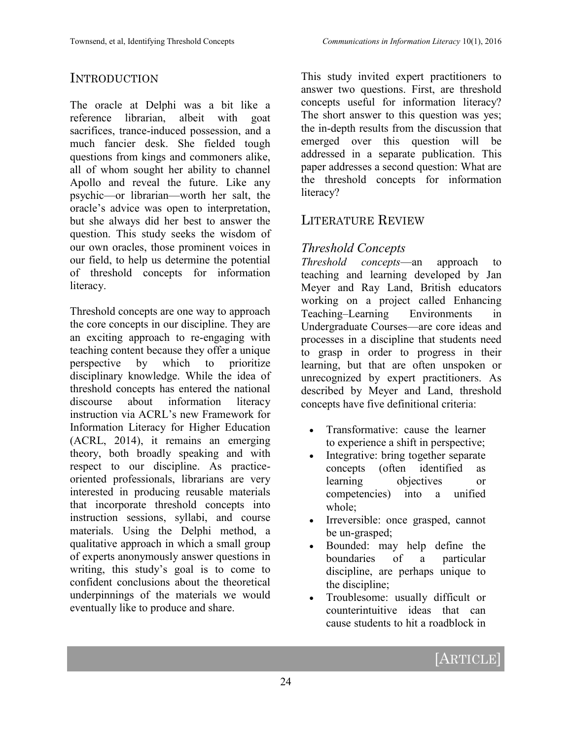## INTRODUCTION

The oracle at Delphi was a bit like a reference librarian, albeit with goat sacrifices, trance-induced possession, and a much fancier desk. She fielded tough questions from kings and commoners alike, all of whom sought her ability to channel Apollo and reveal the future. Like any psychic—or librarian—worth her salt, the oracle's advice was open to interpretation, but she always did her best to answer the question. This study seeks the wisdom of our own oracles, those prominent voices in our field, to help us determine the potential of threshold concepts for information literacy.

Threshold concepts are one way to approach the core concepts in our discipline. They are an exciting approach to re-engaging with teaching content because they offer a unique perspective by which to prioritize disciplinary knowledge. While the idea of threshold concepts has entered the national discourse about information literacy instruction via ACRL's new Framework for Information Literacy for Higher Education (ACRL, 2014), it remains an emerging theory, both broadly speaking and with respect to our discipline. As practice-oriented professionals, librarians are very interested in producing reusable materials that incorporate threshold concepts into instruction sessions, syllabi, and course materials. Using the Delphi method, a qualitative approach in which a small group of experts anonymously answer questions in writing, this study's goal is to come to confident conclusions about the theoretical underpinnings of the materials we would eventually like to produce and share.

This study invited expert practitioners to answer two questions. First, are threshold concepts useful for information literacy? The short answer to this question was yes; the in-depth results from the discussion that emerged over this question will be addressed in a separate publication. This paper addresses a second question: What are the threshold concepts for information literacy?

## LITERATURE REVIEW

### *Threshold Concepts*

*Threshold concepts*—an approach to teaching and learning developed by Jan Meyer and Ray Land, British educators working on a project called Enhancing Teaching–Learning Environments in Undergraduate Courses—are core ideas and processes in a discipline that students need to grasp in order to progress in their learning, but that are often unspoken or unrecognized by expert practitioners. As described by Meyer and Land, threshold concepts have five definitional criteria:

- Transformative: cause the learner to experience a shift in perspective;
- Integrative: bring together separate concepts (often identified as learning objectives or competencies) into a unified whole;
- Irreversible: once grasped, cannot be un-grasped;
- Bounded: may help define the boundaries of a particular discipline, are perhaps unique to the discipline;
- Troublesome: usually difficult or counterintuitive ideas that can cause students to hit a roadblock in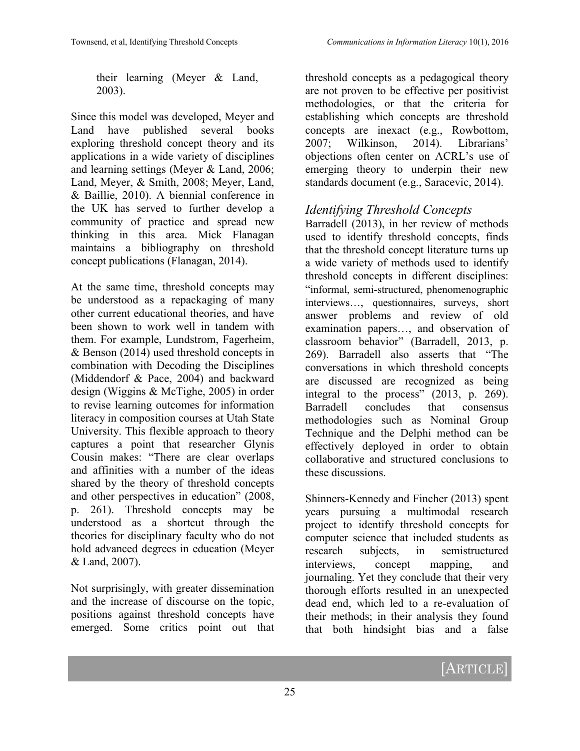their learning (Meyer & Land, 2003).

Since this model was developed, Meyer and Land have published several books exploring threshold concept theory and its applications in a wide variety of disciplines and learning settings (Meyer & Land, 2006; Land, Meyer, & Smith, 2008; Meyer, Land, & Baillie, 2010). A biennial conference in the UK has served to further develop a community of practice and spread new thinking in this area. Mick Flanagan maintains a bibliography on threshold concept publications (Flanagan, 2014).

At the same time, threshold concepts may be understood as a repackaging of many other current educational theories, and have been shown to work well in tandem with them. For example, Lundstrom, Fagerheim, & Benson (2014) used threshold concepts in combination with Decoding the Disciplines (Middendorf & Pace, 2004) and backward design (Wiggins & McTighe, 2005) in order to revise learning outcomes for information literacy in composition courses at Utah State University. This flexible approach to theory captures a point that researcher Glynis Cousin makes: "There are clear overlaps and affinities with a number of the ideas shared by the theory of threshold concepts and other perspectives in education" (2008, p. 261). Threshold concepts may be understood as a shortcut through the theories for disciplinary faculty who do not hold advanced degrees in education (Meyer & Land, 2007).

Not surprisingly, with greater dissemination and the increase of discourse on the topic, positions against threshold concepts have emerged. Some critics point out that threshold concepts as a pedagogical theory are not proven to be effective per positivist methodologies, or that the criteria for establishing which concepts are threshold concepts are inexact (e.g., Rowbottom, 2007; Wilkinson, 2014). Librarians' objections often center on ACRL's use of emerging theory to underpin their new standards document (e.g., Saracevic, 2014).

## *Identifying Threshold Concepts*

Barradell (2013), in her review of methods used to identify threshold concepts, finds that the threshold concept literature turns up a wide variety of methods used to identify threshold concepts in different disciplines: "informal, semi-structured, phenomenographic interviews…, questionnaires, surveys, short answer problems and review of old examination papers…, and observation of classroom behavior" (Barradell, 2013, p. 269). Barradell also asserts that "The conversations in which threshold concepts are discussed are recognized as being integral to the process" (2013, p. 269). Barradell concludes that consensus methodologies such as Nominal Group Technique and the Delphi method can be effectively deployed in order to obtain collaborative and structured conclusions to these discussions.

Shinners-Kennedy and Fincher (2013) spent years pursuing a multimodal research project to identify threshold concepts for computer science that included students as research subjects, in semistructured interviews, concept mapping, and journaling. Yet they conclude that their very thorough efforts resulted in an unexpected dead end, which led to a re-evaluation of their methods; in their analysis they found that both hindsight bias and a false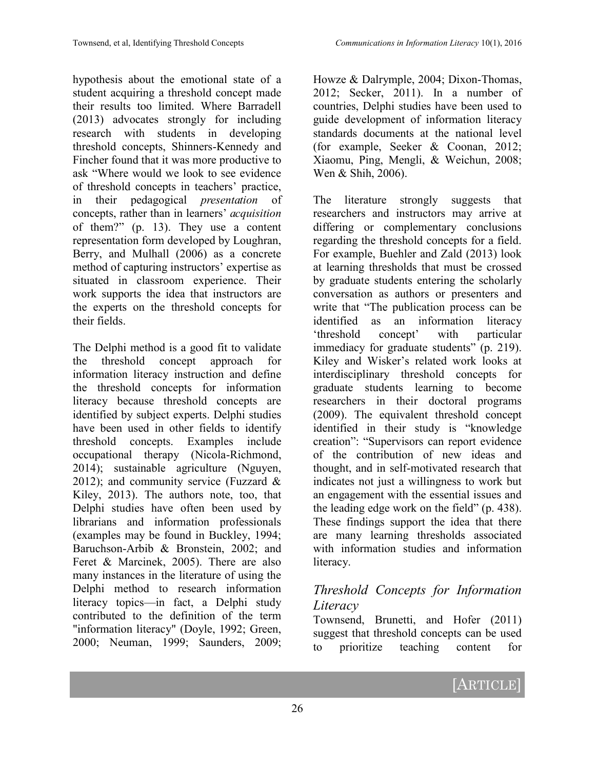hypothesis about the emotional state of a student acquiring a threshold concept made their results too limited. Where Barradell (2013) advocates strongly for including research with students in developing threshold concepts, Shinners-Kennedy and Fincher found that it was more productive to ask "Where would we look to see evidence of threshold concepts in teachers' practice, in their pedagogical *presentation* of concepts, rather than in learners' *acquisition* of them?" (p. 13). They use a content representation form developed by Loughran, Berry, and Mulhall (2006) as a concrete method of capturing instructors' expertise as situated in classroom experience. Their work supports the idea that instructors are the experts on the threshold concepts for their fields.

The Delphi method is a good fit to validate the threshold concept approach for information literacy instruction and define the threshold concepts for information literacy because threshold concepts are identified by subject experts. Delphi studies have been used in other fields to identify threshold concepts. Examples include occupational therapy (Nicola-Richmond, 2014); sustainable agriculture (Nguyen, 2012); and community service (Fuzzard & Kiley, 2013). The authors note, too, that Delphi studies have often been used by librarians and information professionals (examples may be found in Buckley, 1994; Baruchson-Arbib & Bronstein, 2002; and Feret & Marcinek, 2005). There are also many instances in the literature of using the Delphi method to research information literacy topics—in fact, a Delphi study contributed to the definition of the term "information literacy" (Doyle, 1992; Green, 2000; Neuman, 1999; Saunders, 2009; Howze & Dalrymple, 2004; Dixon-Thomas, 2012; Secker, 2011). In a number of countries, Delphi studies have been used to guide development of information literacy standards documents at the national level (for example, Seeker & Coonan, 2012; Xiaomu, Ping, Mengli, & Weichun, 2008; Wen & Shih, 2006).

The literature strongly suggests that researchers and instructors may arrive at differing or complementary conclusions regarding the threshold concepts for a field. For example, Buehler and Zald (2013) look at learning thresholds that must be crossed by graduate students entering the scholarly conversation as authors or presenters and write that "The publication process can be identified as an information literacy 'threshold concept' with particular immediacy for graduate students" (p. 219). Kiley and Wisker's related work looks at interdisciplinary threshold concepts for graduate students learning to become researchers in their doctoral programs (2009). The equivalent threshold concept identified in their study is "knowledge creation": "Supervisors can report evidence of the contribution of new ideas and thought, and in self-motivated research that indicates not just a willingness to work but an engagement with the essential issues and the leading edge work on the field" (p. 438). These findings support the idea that there are many learning thresholds associated with information studies and information literacy.

## *Threshold Concepts for Information Literacy*

Townsend, Brunetti, and Hofer (2011) suggest that threshold concepts can be used to prioritize teaching content for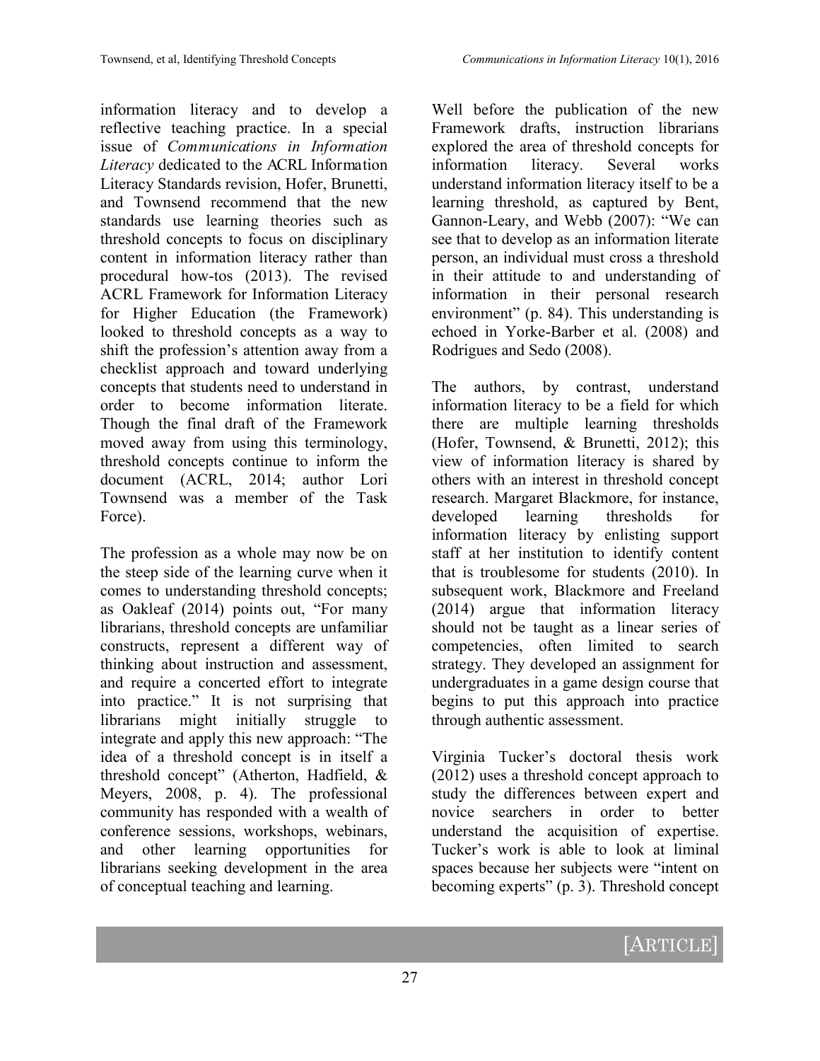information literacy and to develop a reflective teaching practice. In a special issue of *Communications in Information Literacy* dedicated to the ACRL Information Literacy Standards revision, Hofer, Brunetti, and Townsend recommend that the new standards use learning theories such as threshold concepts to focus on disciplinary content in information literacy rather than procedural how-tos (2013). The revised ACRL Framework for Information Literacy for Higher Education (the Framework) looked to threshold concepts as a way to shift the profession's attention away from a checklist approach and toward underlying concepts that students need to understand in order to become information literate. Though the final draft of the Framework moved away from using this terminology, threshold concepts continue to inform the document (ACRL, 2014; author Lori Townsend was a member of the Task Force).

The profession as a whole may now be on the steep side of the learning curve when it comes to understanding threshold concepts; as Oakleaf (2014) points out, "For many librarians, threshold concepts are unfamiliar constructs, represent a different way of thinking about instruction and assessment, and require a concerted effort to integrate into practice." It is not surprising that librarians might initially struggle to integrate and apply this new approach: "The idea of a threshold concept is in itself a threshold concept" (Atherton, Hadfield, & Meyers, 2008, p. 4). The professional community has responded with a wealth of conference sessions, workshops, webinars, and other learning opportunities for librarians seeking development in the area of conceptual teaching and learning.

Well before the publication of the new Framework drafts, instruction librarians explored the area of threshold concepts for information literacy. Several works understand information literacy itself to be a learning threshold, as captured by Bent, Gannon-Leary, and Webb (2007): "We can see that to develop as an information literate person, an individual must cross a threshold in their attitude to and understanding of information in their personal research environment" (p. 84). This understanding is echoed in Yorke-Barber et al. (2008) and Rodrigues and Sedo (2008).

The authors, by contrast, understand information literacy to be a field for which there are multiple learning thresholds (Hofer, Townsend, & Brunetti, 2012); this view of information literacy is shared by others with an interest in threshold concept research. Margaret Blackmore, for instance, developed learning thresholds for information literacy by enlisting support staff at her institution to identify content that is troublesome for students (2010). In subsequent work, Blackmore and Freeland (2014) argue that information literacy should not be taught as a linear series of competencies, often limited to search strategy. They developed an assignment for undergraduates in a game design course that begins to put this approach into practice through authentic assessment.

Virginia Tucker's doctoral thesis work (2012) uses a threshold concept approach to study the differences between expert and novice searchers in order to better understand the acquisition of expertise. Tucker's work is able to look at liminal spaces because her subjects were "intent on becoming experts" (p. 3). Threshold concept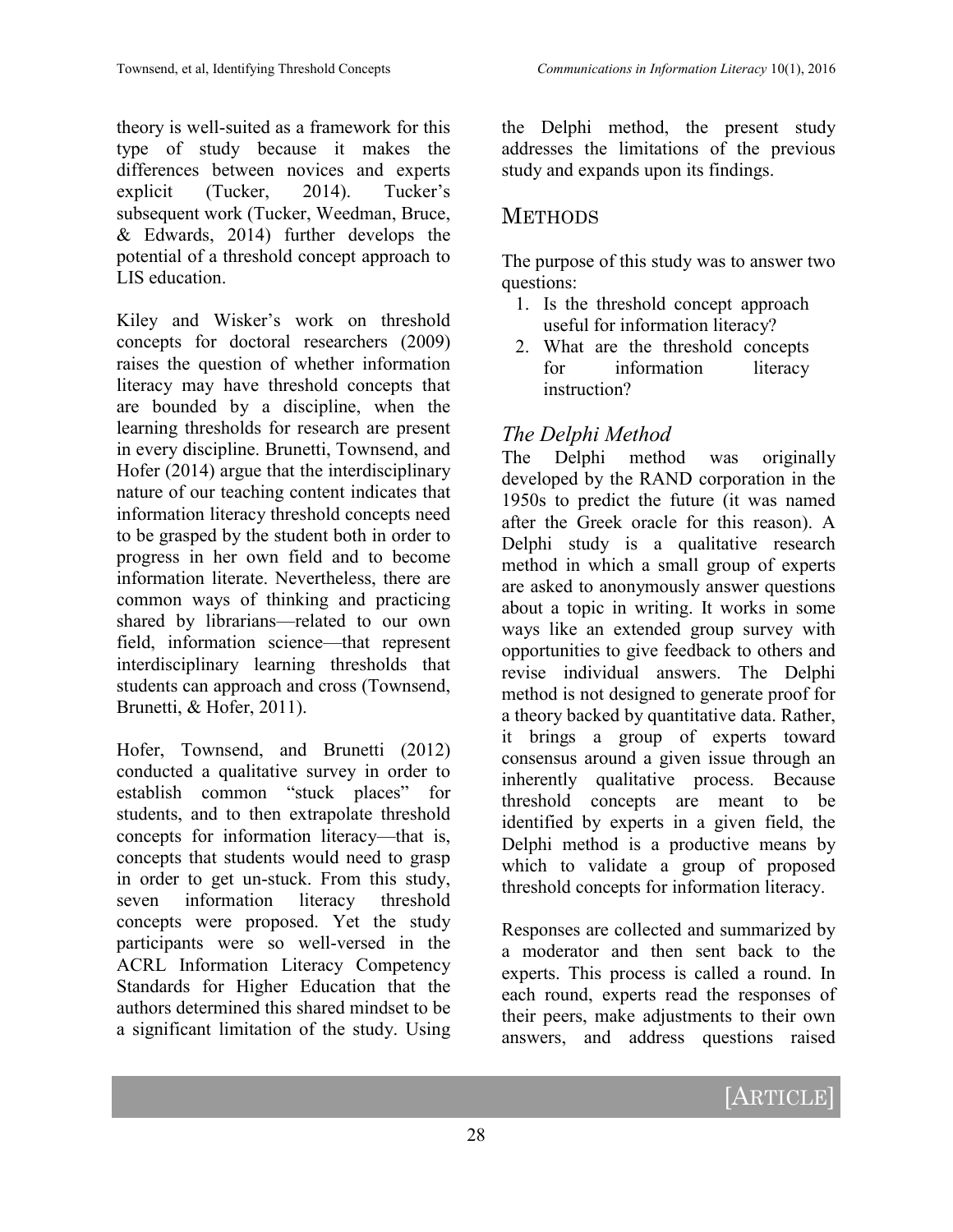theory is well-suited as a framework for this type of study because it makes the differences between novices and experts explicit (Tucker, 2014). Tucker's subsequent work (Tucker, Weedman, Bruce, & Edwards, 2014) further develops the potential of a threshold concept approach to LIS education.

Kiley and Wisker's work on threshold concepts for doctoral researchers (2009) raises the question of whether information literacy may have threshold concepts that are bounded by a discipline, when the learning thresholds for research are present in every discipline. Brunetti, Townsend, and Hofer (2014) argue that the interdisciplinary nature of our teaching content indicates that information literacy threshold concepts need to be grasped by the student both in order to progress in her own field and to become information literate. Nevertheless, there are common ways of thinking and practicing shared by librarians—related to our own field, information science—that represent interdisciplinary learning thresholds that students can approach and cross (Townsend, Brunetti, & Hofer, 2011).

Hofer, Townsend, and Brunetti (2012) conducted a qualitative survey in order to establish common "stuck places" for students, and to then extrapolate threshold concepts for information literacy—that is, concepts that students would need to grasp in order to get un-stuck. From this study, seven information literacy threshold concepts were proposed. Yet the study participants were so well-versed in the ACRL Information Literacy Competency Standards for Higher Education that the authors determined this shared mindset to be a significant limitation of the study. Using the Delphi method, the present study addresses the limitations of the previous study and expands upon its findings.

## METHODS

The purpose of this study was to answer two questions:

1. Is the threshold concept approach useful for information literacy?
2. What are the threshold concepts for information literacy instruction?

### *The Delphi Method*

The Delphi method was originally developed by the RAND corporation in the 1950s to predict the future (it was named after the Greek oracle for this reason). A Delphi study is a qualitative research method in which a small group of experts are asked to anonymously answer questions about a topic in writing. It works in some ways like an extended group survey with opportunities to give feedback to others and revise individual answers. The Delphi method is not designed to generate proof for a theory backed by quantitative data. Rather, it brings a group of experts toward consensus around a given issue through an inherently qualitative process. Because threshold concepts are meant to be identified by experts in a given field, the Delphi method is a productive means by which to validate a group of proposed threshold concepts for information literacy.

Responses are collected and summarized by a moderator and then sent back to the experts. This process is called a round. In each round, experts read the responses of their peers, make adjustments to their own answers, and address questions raised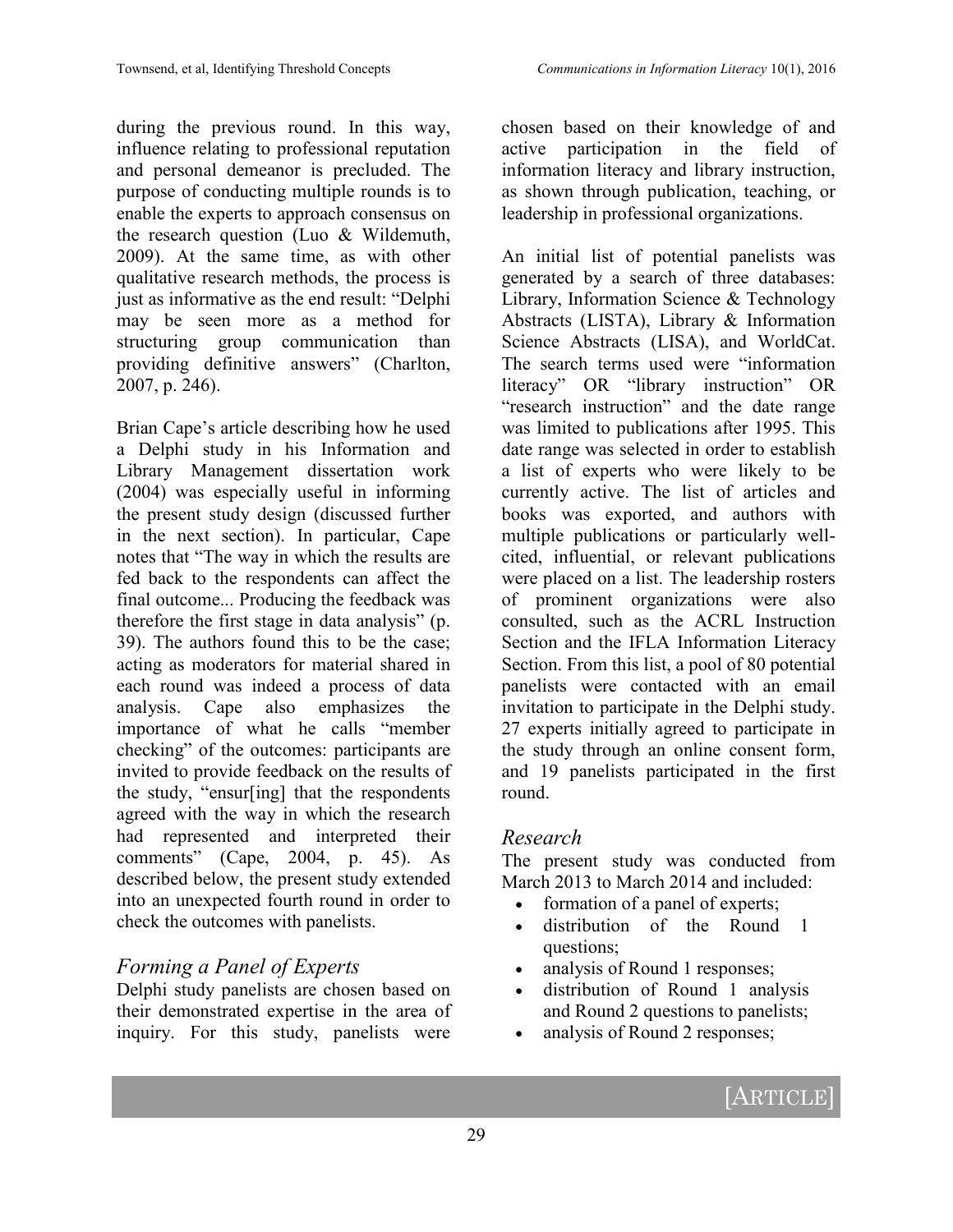during the previous round. In this way, influence relating to professional reputation and personal demeanor is precluded. The purpose of conducting multiple rounds is to enable the experts to approach consensus on the research question (Luo & Wildemuth, 2009). At the same time, as with other qualitative research methods, the process is just as informative as the end result: "Delphi may be seen more as a method for structuring group communication than providing definitive answers" (Charlton, 2007, p. 246).

Brian Cape's article describing how he used a Delphi study in his Information and Library Management dissertation work (2004) was especially useful in informing the present study design (discussed further in the next section). In particular, Cape notes that "The way in which the results are fed back to the respondents can affect the final outcome... Producing the feedback was therefore the first stage in data analysis" (p. 39). The authors found this to be the case; acting as moderators for material shared in each round was indeed a process of data analysis. Cape also emphasizes the importance of what he calls "member checking" of the outcomes: participants are invited to provide feedback on the results of the study, "ensur[ing] that the respondents agreed with the way in which the research had represented and interpreted their comments" (Cape, 2004, p. 45). As described below, the present study extended into an unexpected fourth round in order to check the outcomes with panelists.

## *Forming a Panel of Experts*

Delphi study panelists are chosen based on their demonstrated expertise in the area of inquiry. For this study, panelists were chosen based on their knowledge of and active participation in the field of information literacy and library instruction, as shown through publication, teaching, or leadership in professional organizations.

An initial list of potential panelists was generated by a search of three databases: Library, Information Science & Technology Abstracts (LISTA), Library & Information Science Abstracts (LISA), and WorldCat. The search terms used were "information literacy" OR "library instruction" OR "research instruction" and the date range was limited to publications after 1995. This date range was selected in order to establish a list of experts who were likely to be currently active. The list of articles and books was exported, and authors with multiple publications or particularly well-cited, influential, or relevant publications were placed on a list. The leadership rosters of prominent organizations were also consulted, such as the ACRL Instruction Section and the IFLA Information Literacy Section. From this list, a pool of 80 potential panelists were contacted with an email invitation to participate in the Delphi study. 27 experts initially agreed to participate in the study through an online consent form, and 19 panelists participated in the first round.

## *Research*

The present study was conducted from March 2013 to March 2014 and included:

- formation of a panel of experts;
- distribution of the Round 1 questions;
- analysis of Round 1 responses;
- distribution of Round 1 analysis and Round 2 questions to panelists;
- analysis of Round 2 responses;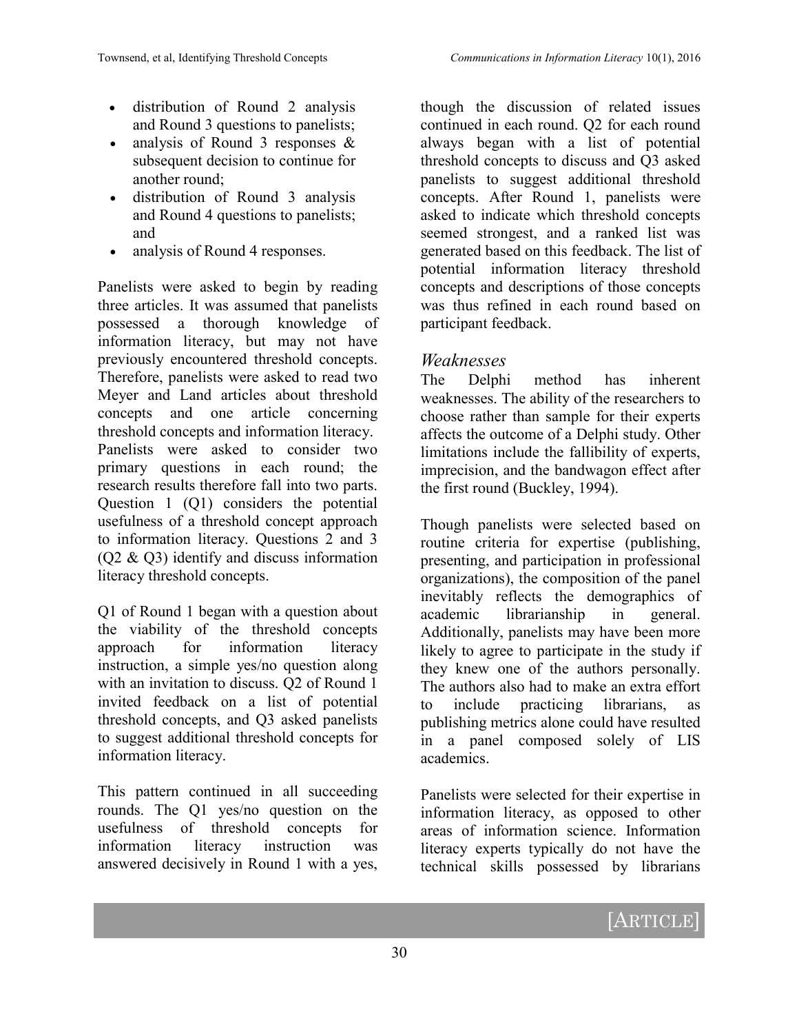- distribution of Round 2 analysis and Round 3 questions to panelists;
- analysis of Round 3 responses & subsequent decision to continue for another round;
- distribution of Round 3 analysis and Round 4 questions to panelists; and
- analysis of Round 4 responses.

Panelists were asked to begin by reading three articles. It was assumed that panelists possessed a thorough knowledge of information literacy, but may not have previously encountered threshold concepts. Therefore, panelists were asked to read two Meyer and Land articles about threshold concepts and one article concerning threshold concepts and information literacy. Panelists were asked to consider two primary questions in each round; the research results therefore fall into two parts. Question 1 (Q1) considers the potential usefulness of a threshold concept approach to information literacy. Questions 2 and 3 (Q2 & Q3) identify and discuss information literacy threshold concepts.

Q1 of Round 1 began with a question about the viability of the threshold concepts approach for information literacy instruction, a simple yes/no question along with an invitation to discuss. Q2 of Round 1 invited feedback on a list of potential threshold concepts, and Q3 asked panelists to suggest additional threshold concepts for information literacy.

This pattern continued in all succeeding rounds. The Q1 yes/no question on the usefulness of threshold concepts for information literacy instruction was answered decisively in Round 1 with a yes, though the discussion of related issues continued in each round. Q2 for each round always began with a list of potential threshold concepts to discuss and Q3 asked panelists to suggest additional threshold concepts. After Round 1, panelists were asked to indicate which threshold concepts seemed strongest, and a ranked list was generated based on this feedback. The list of potential information literacy threshold concepts and descriptions of those concepts was thus refined in each round based on participant feedback.

### *Weaknesses*

The Delphi method has inherent weaknesses. The ability of the researchers to choose rather than sample for their experts affects the outcome of a Delphi study. Other limitations include the fallibility of experts, imprecision, and the bandwagon effect after the first round (Buckley, 1994).

Though panelists were selected based on routine criteria for expertise (publishing, presenting, and participation in professional organizations), the composition of the panel inevitably reflects the demographics of academic librarianship in general. Additionally, panelists may have been more likely to agree to participate in the study if they knew one of the authors personally. The authors also had to make an extra effort to include practicing librarians, as publishing metrics alone could have resulted in a panel composed solely of LIS academics.

Panelists were selected for their expertise in information literacy, as opposed to other areas of information science. Information literacy experts typically do not have the technical skills possessed by librarians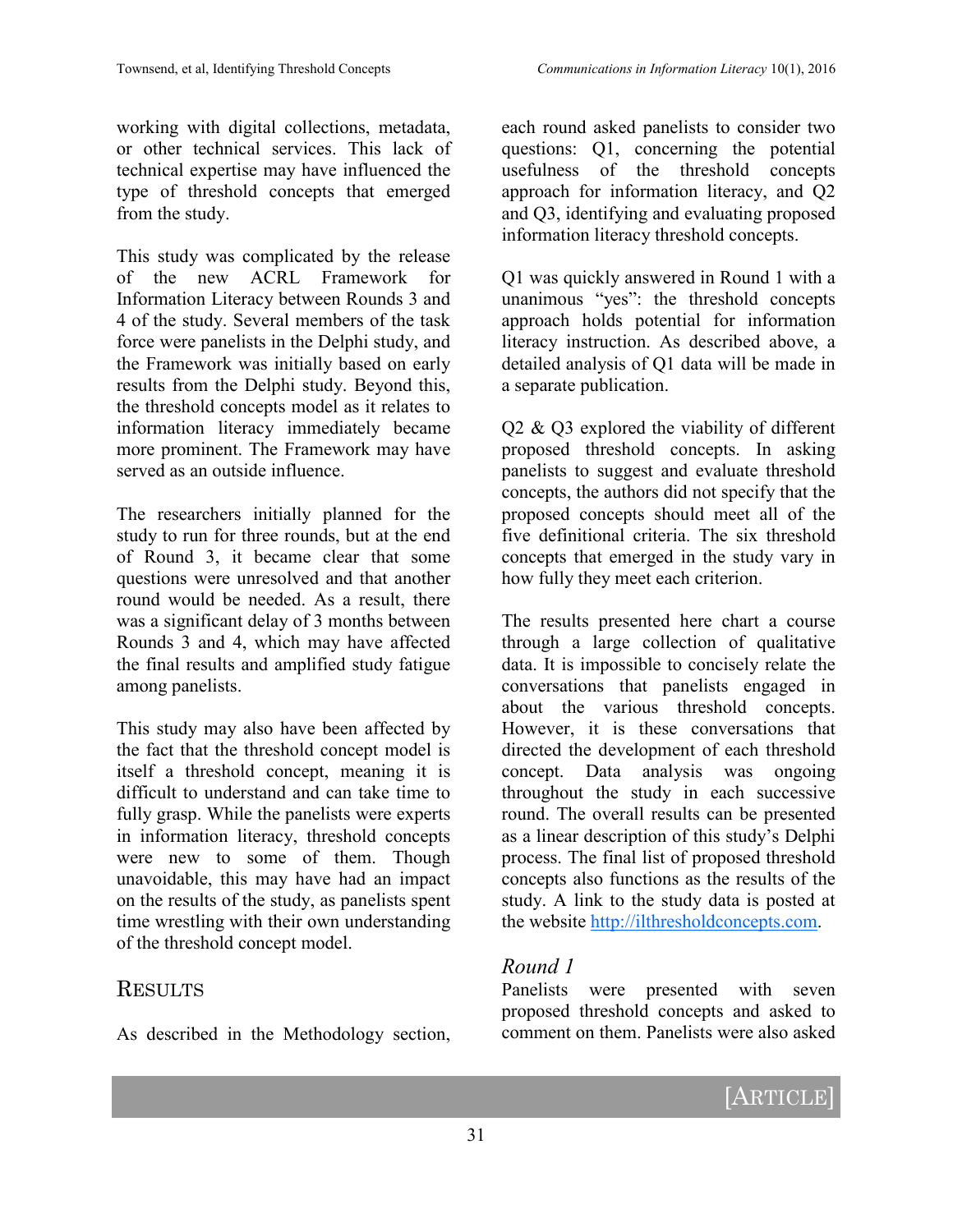working with digital collections, metadata, or other technical services. This lack of technical expertise may have influenced the type of threshold concepts that emerged from the study.

This study was complicated by the release of the new ACRL Framework for Information Literacy between Rounds 3 and 4 of the study. Several members of the task force were panelists in the Delphi study, and the Framework was initially based on early results from the Delphi study. Beyond this, the threshold concepts model as it relates to information literacy immediately became more prominent. The Framework may have served as an outside influence.

The researchers initially planned for the study to run for three rounds, but at the end of Round 3, it became clear that some questions were unresolved and that another round would be needed. As a result, there was a significant delay of 3 months between Rounds 3 and 4, which may have affected the final results and amplified study fatigue among panelists.

This study may also have been affected by the fact that the threshold concept model is itself a threshold concept, meaning it is difficult to understand and can take time to fully grasp. While the panelists were experts in information literacy, threshold concepts were new to some of them. Though unavoidable, this may have had an impact on the results of the study, as panelists spent time wrestling with their own understanding of the threshold concept model.

## RESULTS

As described in the Methodology section, each round asked panelists to consider two questions: Q1, concerning the potential usefulness of the threshold concepts approach for information literacy, and Q2 and Q3, identifying and evaluating proposed information literacy threshold concepts.

Q1 was quickly answered in Round 1 with a unanimous "yes": the threshold concepts approach holds potential for information literacy instruction. As described above, a detailed analysis of Q1 data will be made in a separate publication.

Q2 & Q3 explored the viability of different proposed threshold concepts. In asking panelists to suggest and evaluate threshold concepts, the authors did not specify that the proposed concepts should meet all of the five definitional criteria. The six threshold concepts that emerged in the study vary in how fully they meet each criterion.

The results presented here chart a course through a large collection of qualitative data. It is impossible to concisely relate the conversations that panelists engaged in about the various threshold concepts. However, it is these conversations that directed the development of each threshold concept. Data analysis was ongoing throughout the study in each successive round. The overall results can be presented as a linear description of this study's Delphi process. The final list of proposed threshold concepts also functions as the results of the study. A link to the study data is posted at the website http://ilthresholdconcepts.com.

### *Round 1*

Panelists were presented with seven proposed threshold concepts and asked to comment on them. Panelists were also asked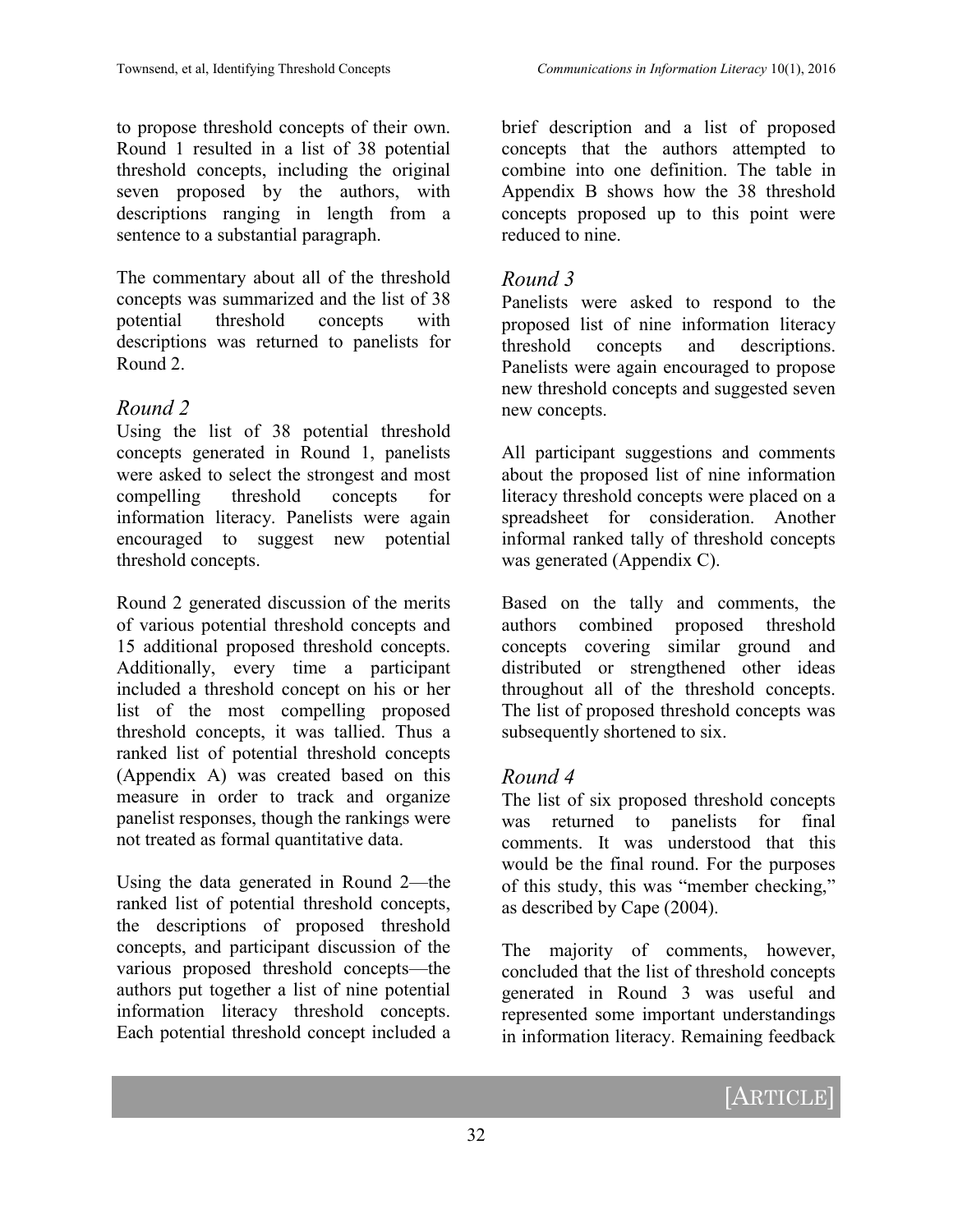to propose threshold concepts of their own. Round 1 resulted in a list of 38 potential threshold concepts, including the original seven proposed by the authors, with descriptions ranging in length from a sentence to a substantial paragraph.

The commentary about all of the threshold concepts was summarized and the list of 38 potential threshold concepts with descriptions was returned to panelists for Round 2.

### *Round 2*

Using the list of 38 potential threshold concepts generated in Round 1, panelists were asked to select the strongest and most compelling threshold concepts for information literacy. Panelists were again encouraged to suggest new potential threshold concepts.

Round 2 generated discussion of the merits of various potential threshold concepts and 15 additional proposed threshold concepts. Additionally, every time a participant included a threshold concept on his or her list of the most compelling proposed threshold concepts, it was tallied. Thus a ranked list of potential threshold concepts (Appendix A) was created based on this measure in order to track and organize panelist responses, though the rankings were not treated as formal quantitative data.

Using the data generated in Round 2—the ranked list of potential threshold concepts, the descriptions of proposed threshold concepts, and participant discussion of the various proposed threshold concepts—the authors put together a list of nine potential information literacy threshold concepts. Each potential threshold concept included a brief description and a list of proposed concepts that the authors attempted to combine into one definition. The table in Appendix B shows how the 38 threshold concepts proposed up to this point were reduced to nine.

### *Round 3*

Panelists were asked to respond to the proposed list of nine information literacy threshold concepts and descriptions. Panelists were again encouraged to propose new threshold concepts and suggested seven new concepts.

All participant suggestions and comments about the proposed list of nine information literacy threshold concepts were placed on a spreadsheet for consideration. Another informal ranked tally of threshold concepts was generated (Appendix C).

Based on the tally and comments, the authors combined proposed threshold concepts covering similar ground and distributed or strengthened other ideas throughout all of the threshold concepts. The list of proposed threshold concepts was subsequently shortened to six.

### *Round 4*

The list of six proposed threshold concepts was returned to panelists for final comments. It was understood that this would be the final round. For the purposes of this study, this was "member checking," as described by Cape (2004).

The majority of comments, however, concluded that the list of threshold concepts generated in Round 3 was useful and represented some important understandings in information literacy. Remaining feedback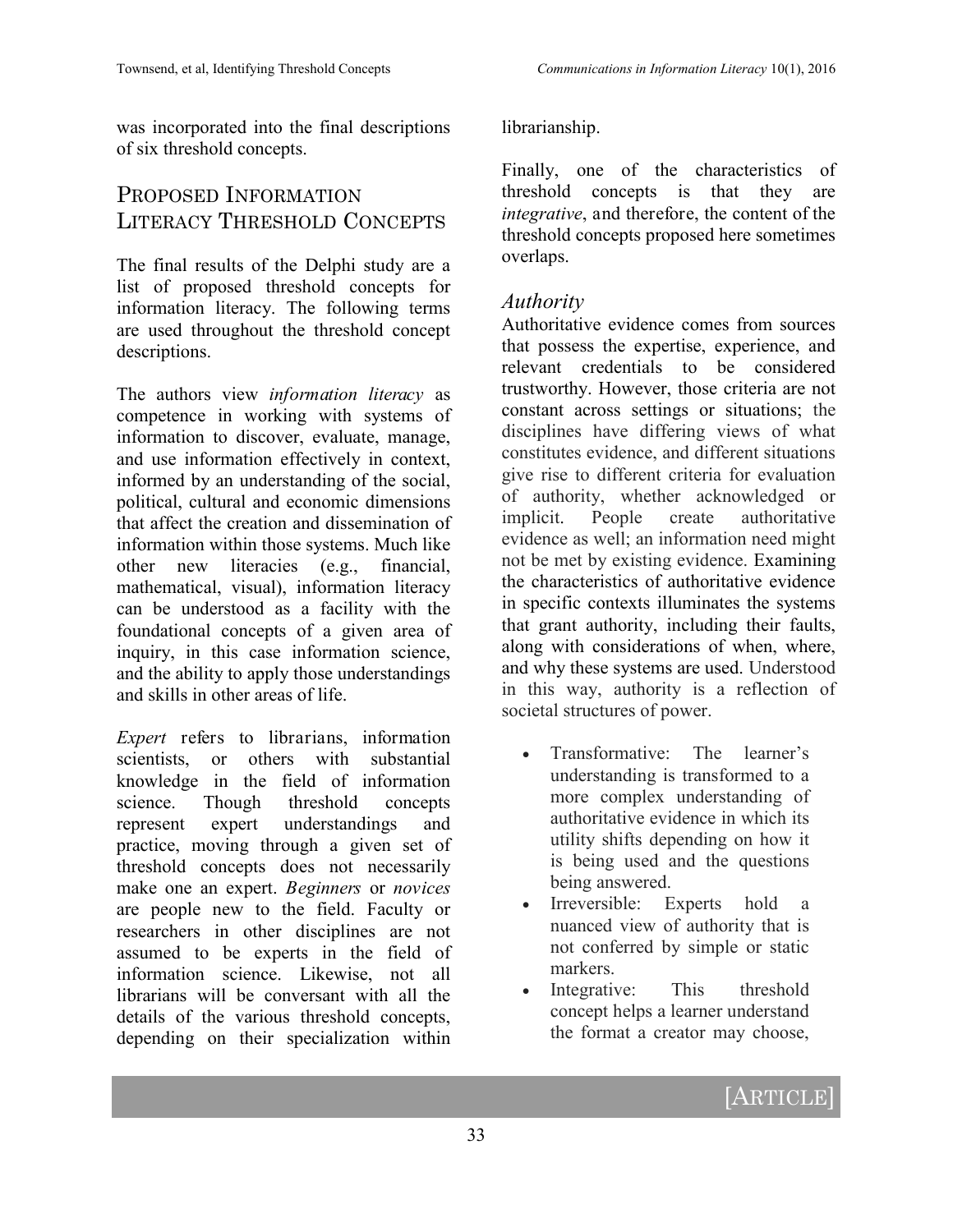was incorporated into the final descriptions of six threshold concepts.

## Proposed Information Literacy Threshold Concepts

The final results of the Delphi study are a list of proposed threshold concepts for information literacy. The following terms are used throughout the threshold concept descriptions.

The authors view *information literacy* as competence in working with systems of information to discover, evaluate, manage, and use information effectively in context, informed by an understanding of the social, political, cultural and economic dimensions that affect the creation and dissemination of information within those systems. Much like other new literacies (e.g., financial, mathematical, visual), information literacy can be understood as a facility with the foundational concepts of a given area of inquiry, in this case information science, and the ability to apply those understandings and skills in other areas of life.

*Expert* refers to librarians, information scientists, or others with substantial knowledge in the field of information science. Though threshold concepts represent expert understandings and practice, moving through a given set of threshold concepts does not necessarily make one an expert. *Beginners* or *novices* are people new to the field. Faculty or researchers in other disciplines are not assumed to be experts in the field of information science. Likewise, not all librarians will be conversant with all the details of the various threshold concepts, depending on their specialization within librarianship.

Finally, one of the characteristics of threshold concepts is that they are *integrative*, and therefore, the content of the threshold concepts proposed here sometimes overlaps.

### *Authority*

Authoritative evidence comes from sources that possess the expertise, experience, and relevant credentials to be considered trustworthy. However, those criteria are not constant across settings or situations; the disciplines have differing views of what constitutes evidence, and different situations give rise to different criteria for evaluation of authority, whether acknowledged or implicit. People create authoritative evidence as well; an information need might not be met by existing evidence. Examining the characteristics of authoritative evidence in specific contexts illuminates the systems that grant authority, including their faults, along with considerations of when, where, and why these systems are used. Understood in this way, authority is a reflection of societal structures of power.

- Transformative: The learner's understanding is transformed to a more complex understanding of authoritative evidence in which its utility shifts depending on how it is being used and the questions being answered.
- Irreversible: Experts hold a nuanced view of authority that is not conferred by simple or static markers.
- Integrative: This threshold concept helps a learner understand the format a creator may choose,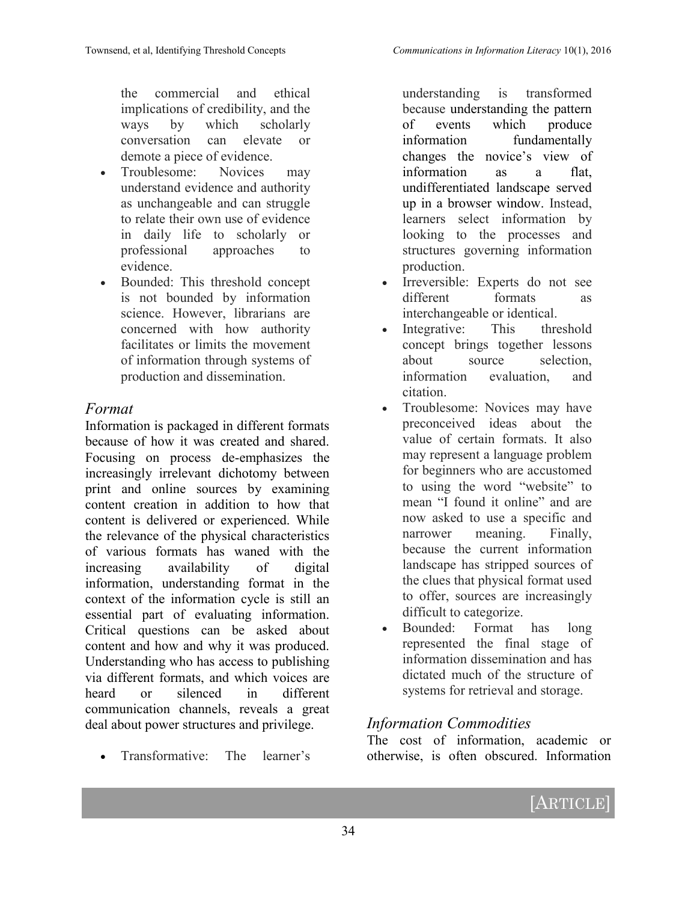the commercial and ethical implications of credibility, and the ways by which scholarly conversation can elevate or demote a piece of evidence.

- Troublesome: Novices may understand evidence and authority as unchangeable and can struggle to relate their own use of evidence in daily life to scholarly or professional approaches to evidence.
- Bounded: This threshold concept is not bounded by information science. However, librarians are concerned with how authority facilitates or limits the movement of information through systems of production and dissemination.

## *Format*

Information is packaged in different formats because of how it was created and shared. Focusing on process de-emphasizes the increasingly irrelevant dichotomy between print and online sources by examining content creation in addition to how that content is delivered or experienced. While the relevance of the physical characteristics of various formats has waned with the increasing availability of digital information, understanding format in the context of the information cycle is still an essential part of evaluating information. Critical questions can be asked about content and how and why it was produced. Understanding who has access to publishing via different formats, and which voices are heard or silenced in different communication channels, reveals a great deal about power structures and privilege.

- Transformative: The learner's understanding is transformed because understanding the pattern of events which produce information fundamentally changes the novice's view of information as a flat, undifferentiated landscape served up in a browser window. Instead, learners select information by looking to the processes and structures governing information production.
- Irreversible: Experts do not see different formats as interchangeable or identical.
- Integrative: This threshold concept brings together lessons about source selection, information evaluation, and citation.
- Troublesome: Novices may have preconceived ideas about the value of certain formats. It also may represent a language problem for beginners who are accustomed to using the word "website" to mean "I found it online" and are now asked to use a specific and narrower meaning. Finally, because the current information landscape has stripped sources of the clues that physical format used to offer, sources are increasingly difficult to categorize.
- Bounded: Format has long represented the final stage of information dissemination and has dictated much of the structure of systems for retrieval and storage.

## *Information Commodities*

The cost of information, academic or otherwise, is often obscured. Information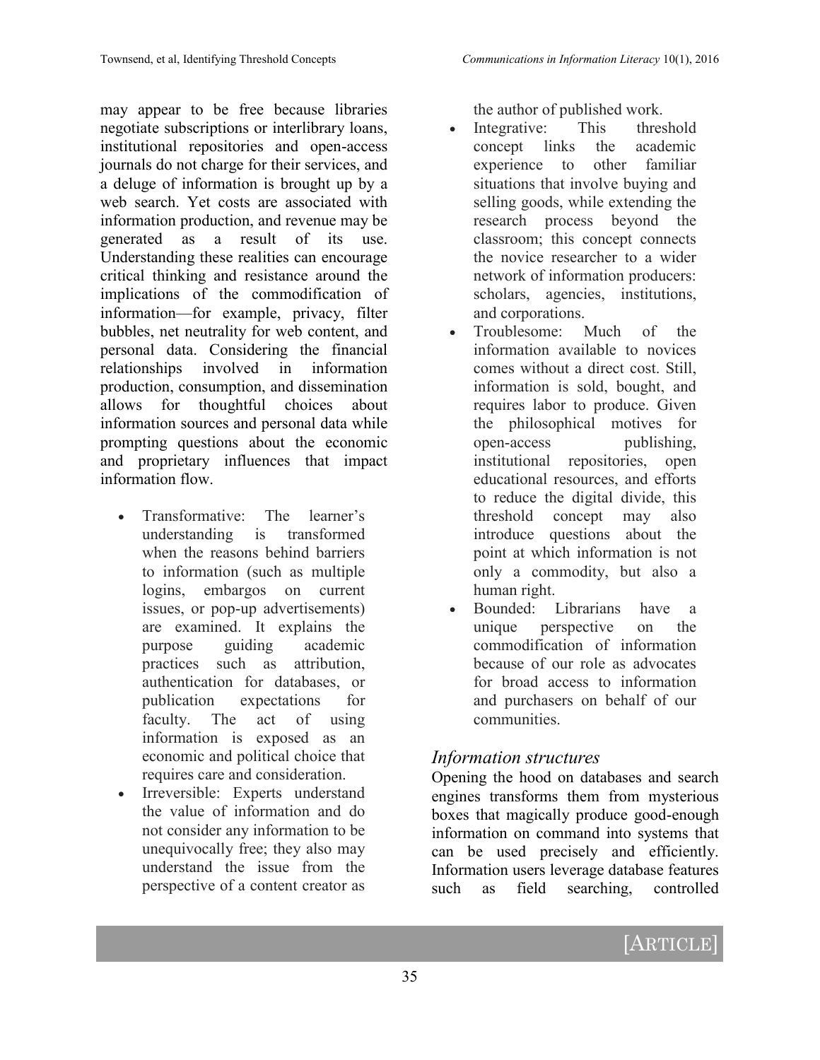may appear to be free because libraries negotiate subscriptions or interlibrary loans, institutional repositories and open-access journals do not charge for their services, and a deluge of information is brought up by a web search. Yet costs are associated with information production, and revenue may be generated as a result of its use. Understanding these realities can encourage critical thinking and resistance around the implications of the commodification of information—for example, privacy, filter bubbles, net neutrality for web content, and personal data. Considering the financial relationships involved in information production, consumption, and dissemination allows for thoughtful choices about information sources and personal data while prompting questions about the economic and proprietary influences that impact information flow.

- Transformative: The learner's understanding is transformed when the reasons behind barriers to information (such as multiple logins, embargos on current issues, or pop-up advertisements) are examined. It explains the purpose guiding academic practices such as attribution, authentication for databases, or publication expectations for faculty. The act of using information is exposed as an economic and political choice that requires care and consideration.
- Irreversible: Experts understand the value of information and do not consider any information to be unequivocally free; they also may understand the issue from the perspective of a content creator as the author of published work.
- Integrative: This threshold concept links the academic experience to other familiar situations that involve buying and selling goods, while extending the research process beyond the classroom; this concept connects the novice researcher to a wider network of information producers: scholars, agencies, institutions, and corporations.
- Troublesome: Much of the information available to novices comes without a direct cost. Still, information is sold, bought, and requires labor to produce. Given the philosophical motives for open-access publishing, institutional repositories, open educational resources, and efforts to reduce the digital divide, this threshold concept may also introduce questions about the point at which information is not only a commodity, but also a human right.
- Bounded: Librarians have a unique perspective on the commodification of information because of our role as advocates for broad access to information and purchasers on behalf of our communities.

### *Information structures*

Opening the hood on databases and search engines transforms them from mysterious boxes that magically produce good-enough information on command into systems that can be used precisely and efficiently. Information users leverage database features such as field searching, controlled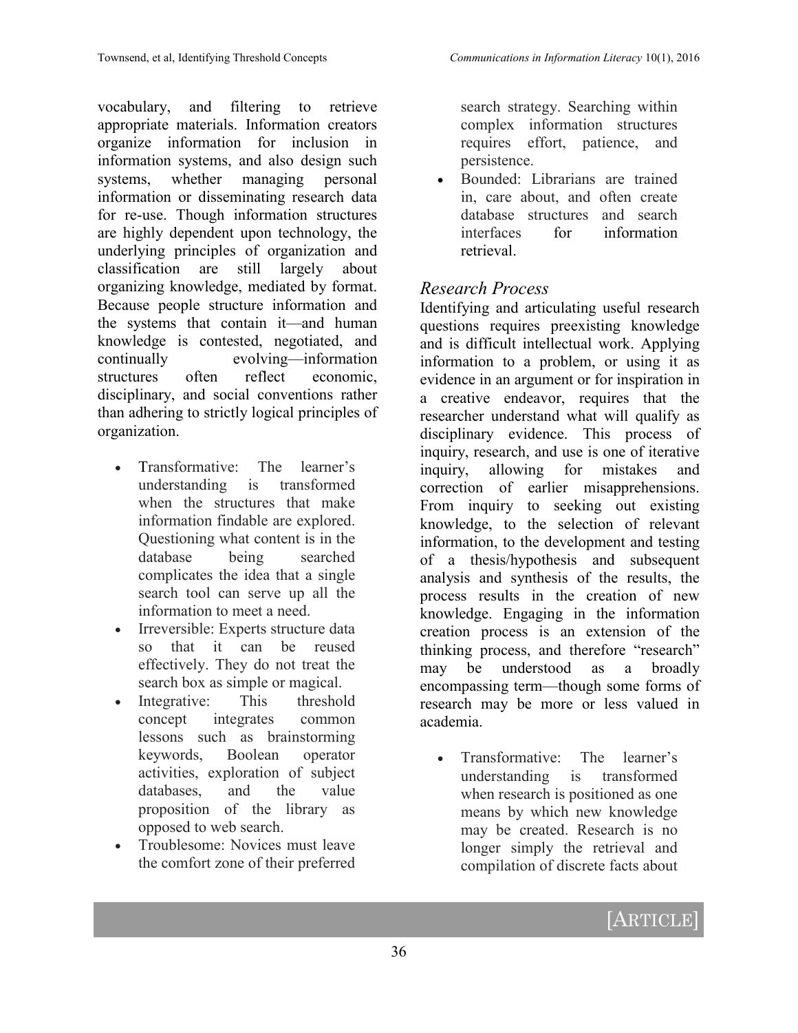vocabulary, and filtering to retrieve appropriate materials. Information creators organize information for inclusion in information systems, and also design such systems, whether managing personal information or disseminating research data for re-use. Though information structures are highly dependent upon technology, the underlying principles of organization and classification are still largely about organizing knowledge, mediated by format. Because people structure information and the systems that contain it—and human knowledge is contested, negotiated, and continually evolving—information structures often reflect economic, disciplinary, and social conventions rather than adhering to strictly logical principles of organization.

- Transformative: The learner's understanding is transformed when the structures that make information findable are explored. Questioning what content is in the database being searched complicates the idea that a single search tool can serve up all the information to meet a need.
- Irreversible: Experts structure data so that it can be reused effectively. They do not treat the search box as simple or magical.
- Integrative: This threshold concept integrates common lessons such as brainstorming keywords, Boolean operator activities, exploration of subject databases, and the value proposition of the library as opposed to web search.
- Troublesome: Novices must leave the comfort zone of their preferred search strategy. Searching within complex information structures requires effort, patience, and persistence.
- Bounded: Librarians are trained in, care about, and often create database structures and search interfaces for information retrieval.

### *Research Process*

Identifying and articulating useful research questions requires preexisting knowledge and is difficult intellectual work. Applying information to a problem, or using it as evidence in an argument or for inspiration in a creative endeavor, requires that the researcher understand what will qualify as disciplinary evidence. This process of inquiry, research, and use is one of iterative inquiry, allowing for mistakes and correction of earlier misapprehensions. From inquiry to seeking out existing knowledge, to the selection of relevant information, to the development and testing of a thesis/hypothesis and subsequent analysis and synthesis of the results, the process results in the creation of new knowledge. Engaging in the information creation process is an extension of the thinking process, and therefore "research" may be understood as a broadly encompassing term—though some forms of research may be more or less valued in academia.

- Transformative: The learner's understanding is transformed when research is positioned as one means by which new knowledge may be created. Research is no longer simply the retrieval and compilation of discrete facts about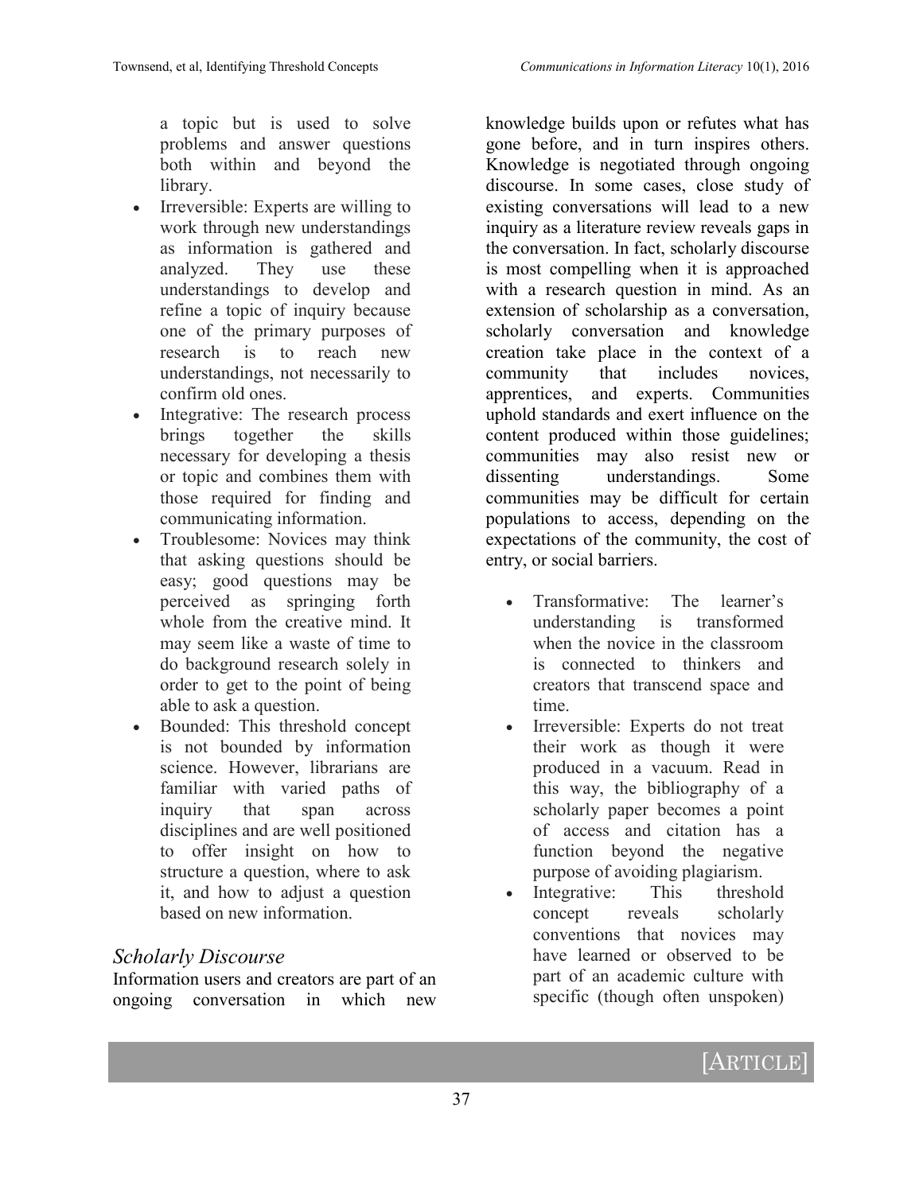a topic but is used to solve problems and answer questions both within and beyond the library.

- Irreversible: Experts are willing to work through new understandings as information is gathered and analyzed. They use these understandings to develop and refine a topic of inquiry because one of the primary purposes of research is to reach new understandings, not necessarily to confirm old ones.
- Integrative: The research process brings together the skills necessary for developing a thesis or topic and combines them with those required for finding and communicating information.
- Troublesome: Novices may think that asking questions should be easy; good questions may be perceived as springing forth whole from the creative mind. It may seem like a waste of time to do background research solely in order to get to the point of being able to ask a question.
- Bounded: This threshold concept is not bounded by information science. However, librarians are familiar with varied paths of inquiry that span across disciplines and are well positioned to offer insight on how to structure a question, where to ask it, and how to adjust a question based on new information.

### *Scholarly Discourse*

Information users and creators are part of an ongoing conversation in which new knowledge builds upon or refutes what has gone before, and in turn inspires others. Knowledge is negotiated through ongoing discourse. In some cases, close study of existing conversations will lead to a new inquiry as a literature review reveals gaps in the conversation. In fact, scholarly discourse is most compelling when it is approached with a research question in mind. As an extension of scholarship as a conversation, scholarly conversation and knowledge creation take place in the context of a community that includes novices, apprentices, and experts. Communities uphold standards and exert influence on the content produced within those guidelines; communities may also resist new or dissenting understandings. Some communities may be difficult for certain populations to access, depending on the expectations of the community, the cost of entry, or social barriers.

- Transformative: The learner's understanding is transformed when the novice in the classroom is connected to thinkers and creators that transcend space and time.
- Irreversible: Experts do not treat their work as though it were produced in a vacuum. Read in this way, the bibliography of a scholarly paper becomes a point of access and citation has a function beyond the negative purpose of avoiding plagiarism.
- Integrative: This threshold concept reveals scholarly conventions that novices may have learned or observed to be part of an academic culture with specific (though often unspoken)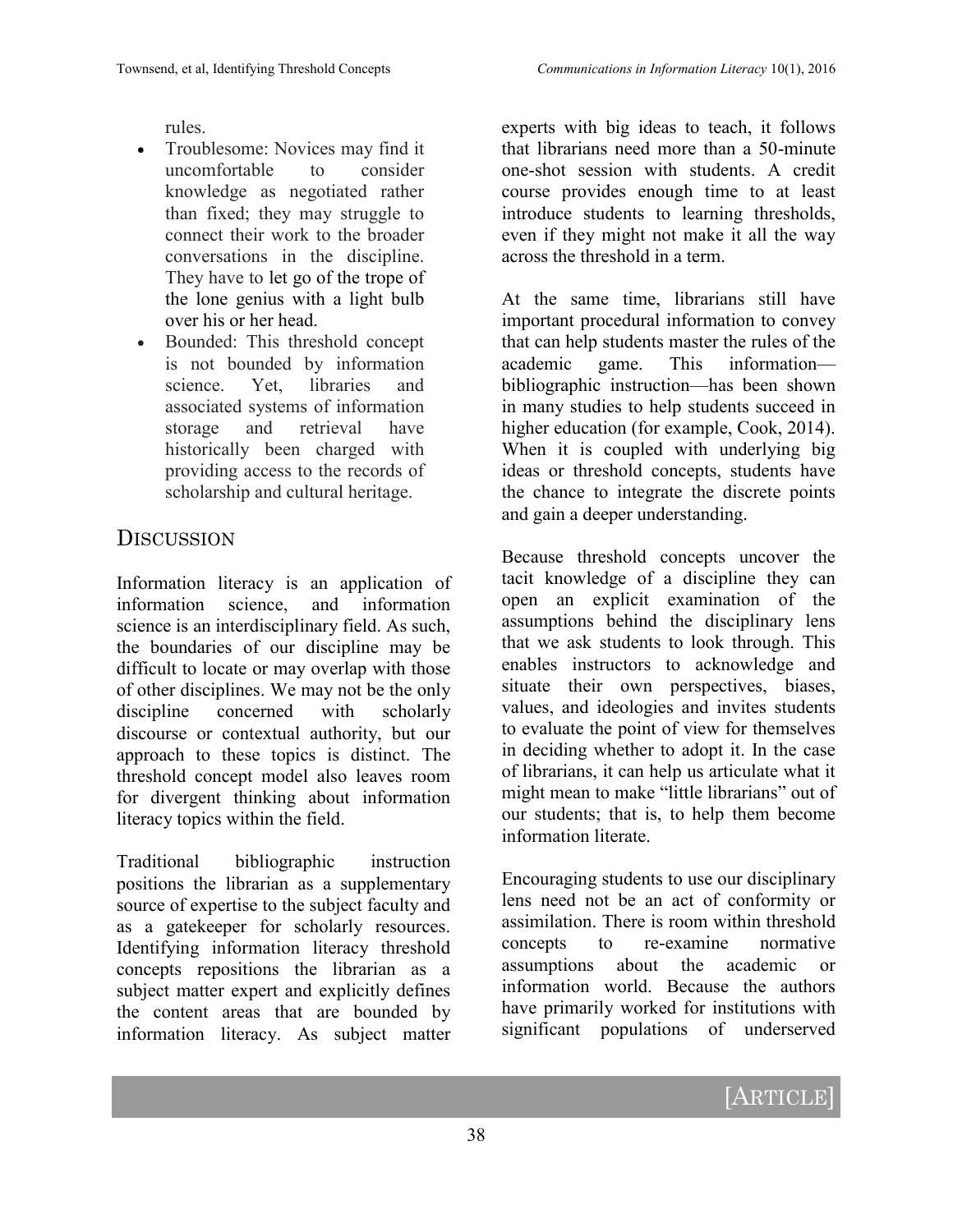rules.

- Troublesome: Novices may find it uncomfortable to consider knowledge as negotiated rather than fixed; they may struggle to connect their work to the broader conversations in the discipline. They have to let go of the trope of the lone genius with a light bulb over his or her head.
- Bounded: This threshold concept is not bounded by information science. Yet, libraries and associated systems of information storage and retrieval have historically been charged with providing access to the records of scholarship and cultural heritage.

## Discussion

Information literacy is an application of information science, and information science is an interdisciplinary field. As such, the boundaries of our discipline may be difficult to locate or may overlap with those of other disciplines. We may not be the only discipline concerned with scholarly discourse or contextual authority, but our approach to these topics is distinct. The threshold concept model also leaves room for divergent thinking about information literacy topics within the field.

Traditional bibliographic instruction positions the librarian as a supplementary source of expertise to the subject faculty and as a gatekeeper for scholarly resources. Identifying information literacy threshold concepts repositions the librarian as a subject matter expert and explicitly defines the content areas that are bounded by information literacy. As subject matter experts with big ideas to teach, it follows that librarians need more than a 50-minute one-shot session with students. A credit course provides enough time to at least introduce students to learning thresholds, even if they might not make it all the way across the threshold in a term.

At the same time, librarians still have important procedural information to convey that can help students master the rules of the academic game. This information—bibliographic instruction—has been shown in many studies to help students succeed in higher education (for example, Cook, 2014). When it is coupled with underlying big ideas or threshold concepts, students have the chance to integrate the discrete points and gain a deeper understanding.

Because threshold concepts uncover the tacit knowledge of a discipline they can open an explicit examination of the assumptions behind the disciplinary lens that we ask students to look through. This enables instructors to acknowledge and situate their own perspectives, biases, values, and ideologies and invites students to evaluate the point of view for themselves in deciding whether to adopt it. In the case of librarians, it can help us articulate what it might mean to make "little librarians" out of our students; that is, to help them become information literate.

Encouraging students to use our disciplinary lens need not be an act of conformity or assimilation. There is room within threshold concepts to re-examine normative assumptions about the academic or information world. Because the authors have primarily worked for institutions with significant populations of underserved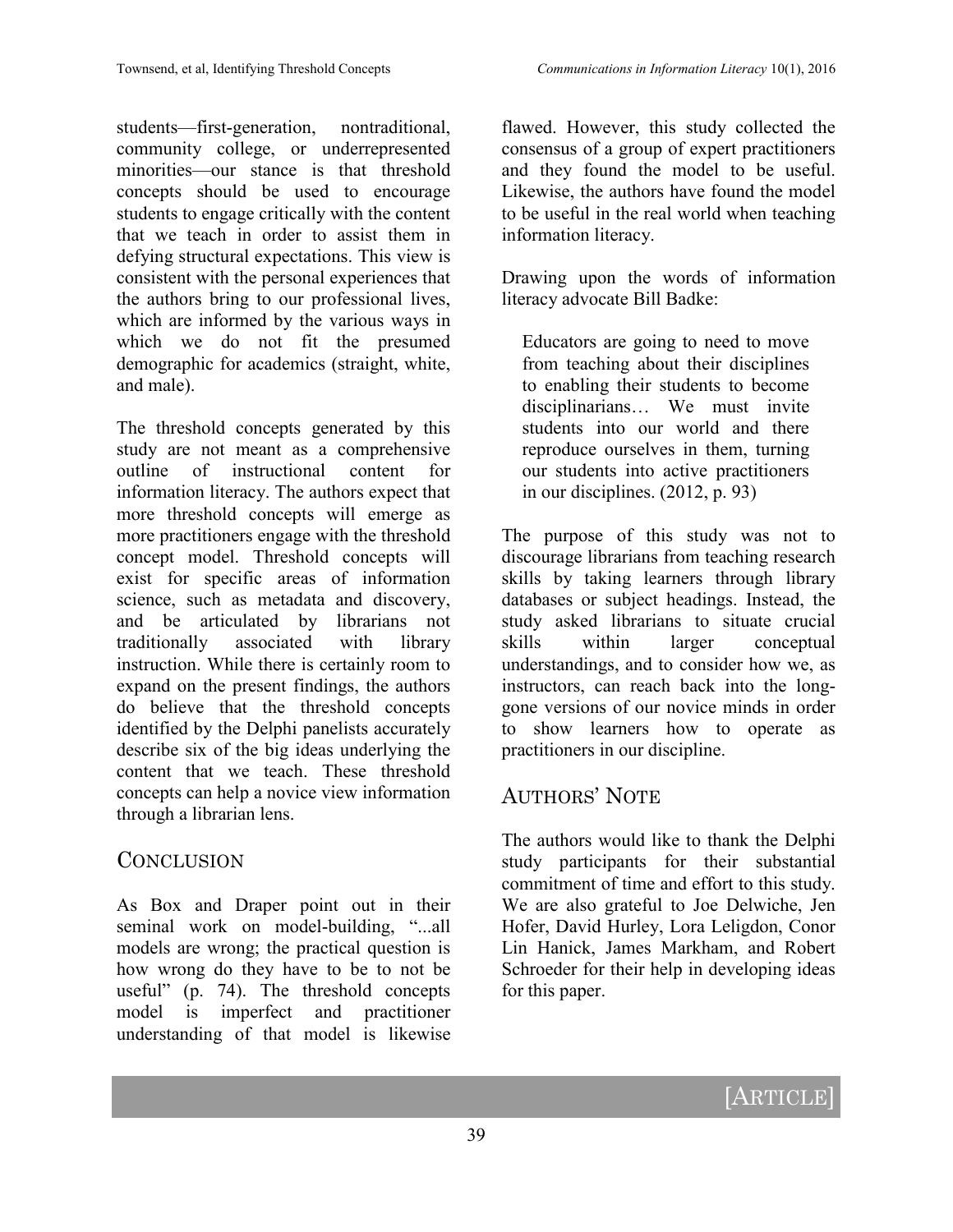students—first-generation, nontraditional, community college, or underrepresented minorities—our stance is that threshold concepts should be used to encourage students to engage critically with the content that we teach in order to assist them in defying structural expectations. This view is consistent with the personal experiences that the authors bring to our professional lives, which are informed by the various ways in which we do not fit the presumed demographic for academics (straight, white, and male).

The threshold concepts generated by this study are not meant as a comprehensive outline of instructional content for information literacy. The authors expect that more threshold concepts will emerge as more practitioners engage with the threshold concept model. Threshold concepts will exist for specific areas of information science, such as metadata and discovery, and be articulated by librarians not traditionally associated with library instruction. While there is certainly room to expand on the present findings, the authors do believe that the threshold concepts identified by the Delphi panelists accurately describe six of the big ideas underlying the content that we teach. These threshold concepts can help a novice view information through a librarian lens.

## Conclusion

As Box and Draper point out in their seminal work on model-building, "...all models are wrong; the practical question is how wrong do they have to be to not be useful" (p. 74). The threshold concepts model is imperfect and practitioner understanding of that model is likewise flawed. However, this study collected the consensus of a group of expert practitioners and they found the model to be useful. Likewise, the authors have found the model to be useful in the real world when teaching information literacy.

Drawing upon the words of information literacy advocate Bill Badke:

> Educators are going to need to move from teaching about their disciplines to enabling their students to become disciplinarians… We must invite students into our world and there reproduce ourselves in them, turning our students into active practitioners in our disciplines. (2012, p. 93)

The purpose of this study was not to discourage librarians from teaching research skills by taking learners through library databases or subject headings. Instead, the study asked librarians to situate crucial skills within larger conceptual understandings, and to consider how we, as instructors, can reach back into the long-gone versions of our novice minds in order to show learners how to operate as practitioners in our discipline.

## Authors' Note

The authors would like to thank the Delphi study participants for their substantial commitment of time and effort to this study. We are also grateful to Joe Delwiche, Jen Hofer, David Hurley, Lora Leligdon, Conor Lin Hanick, James Markham, and Robert Schroeder for their help in developing ideas for this paper.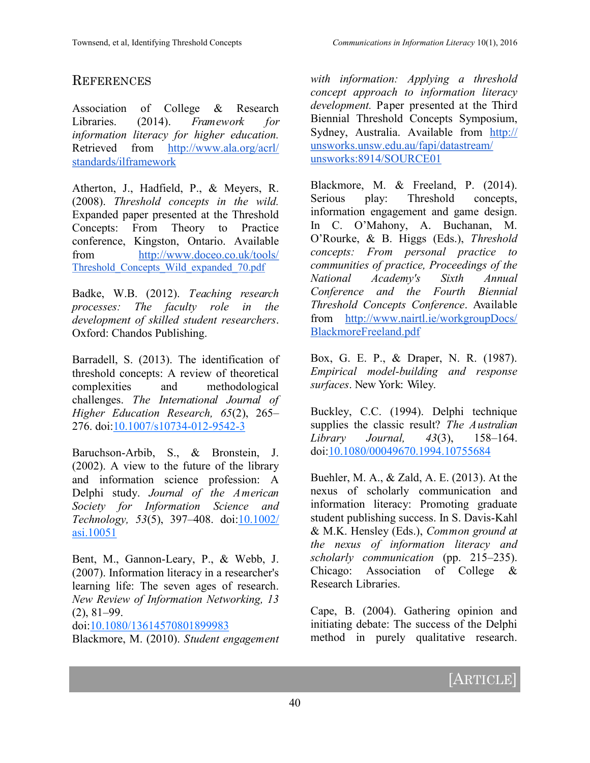## References

Association of College & Research Libraries. (2014). *Framework for information literacy for higher education.* Retrieved from http://www.ala.org/acrl/standards/ilframework

Atherton, J., Hadfield, P., & Meyers, R. (2008). *Threshold concepts in the wild.* Expanded paper presented at the Threshold Concepts: From Theory to Practice conference, Kingston, Ontario. Available from http://www.doceo.co.uk/tools/Threshold_Concepts_Wild_expanded_70.pdf

Badke, W.B. (2012). *Teaching research processes: The faculty role in the development of skilled student researchers*. Oxford: Chandos Publishing.

Barradell, S. (2013). The identification of threshold concepts: A review of theoretical complexities and methodological challenges. *The International Journal of Higher Education Research, 65*(2), 265–276. doi:10.1007/s10734-012-9542-3

Baruchson-Arbib, S., & Bronstein, J. (2002). A view to the future of the library and information science profession: A Delphi study. *Journal of the American Society for Information Science and Technology, 53*(5), 397–408. doi:10.1002/asi.10051

Bent, M., Gannon-Leary, P., & Webb, J. (2007). Information literacy in a researcher's learning life: The seven ages of research. *New Review of Information Networking, 13* (2), 81–99. doi:10.1080/13614570801899983

Blackmore, M. (2010). *Student engagement with information: Applying a threshold concept approach to information literacy development.* Paper presented at the Third Biennial Threshold Concepts Symposium, Sydney, Australia. Available from http://unsworks.unsw.edu.au/fapi/datastream/unsworks:8914/SOURCE01

Blackmore, M. & Freeland, P. (2014). Serious play: Threshold concepts, information engagement and game design. In C. O'Mahony, A. Buchanan, M. O'Rourke, & B. Higgs (Eds.), *Threshold concepts: From personal practice to communities of practice, Proceedings of the National Academy's Sixth Annual Conference and the Fourth Biennial Threshold Concepts Conference*. Available from http://www.nairtl.ie/workgroupDocs/BlackmoreFreeland.pdf

Box, G. E. P., & Draper, N. R. (1987). *Empirical model-building and response surfaces*. New York: Wiley.

Buckley, C.C. (1994). Delphi technique supplies the classic result? *The Australian Library Journal, 43*(3), 158–164. doi:10.1080/00049670.1994.10755684

Buehler, M. A., & Zald, A. E. (2013). At the nexus of scholarly communication and information literacy: Promoting graduate student publishing success. In S. Davis-Kahl & M.K. Hensley (Eds.), *Common ground at the nexus of information literacy and scholarly communication* (pp. 215–235). Chicago: Association of College & Research Libraries.

Cape, B. (2004). Gathering opinion and initiating debate: The success of the Delphi method in purely qualitative research.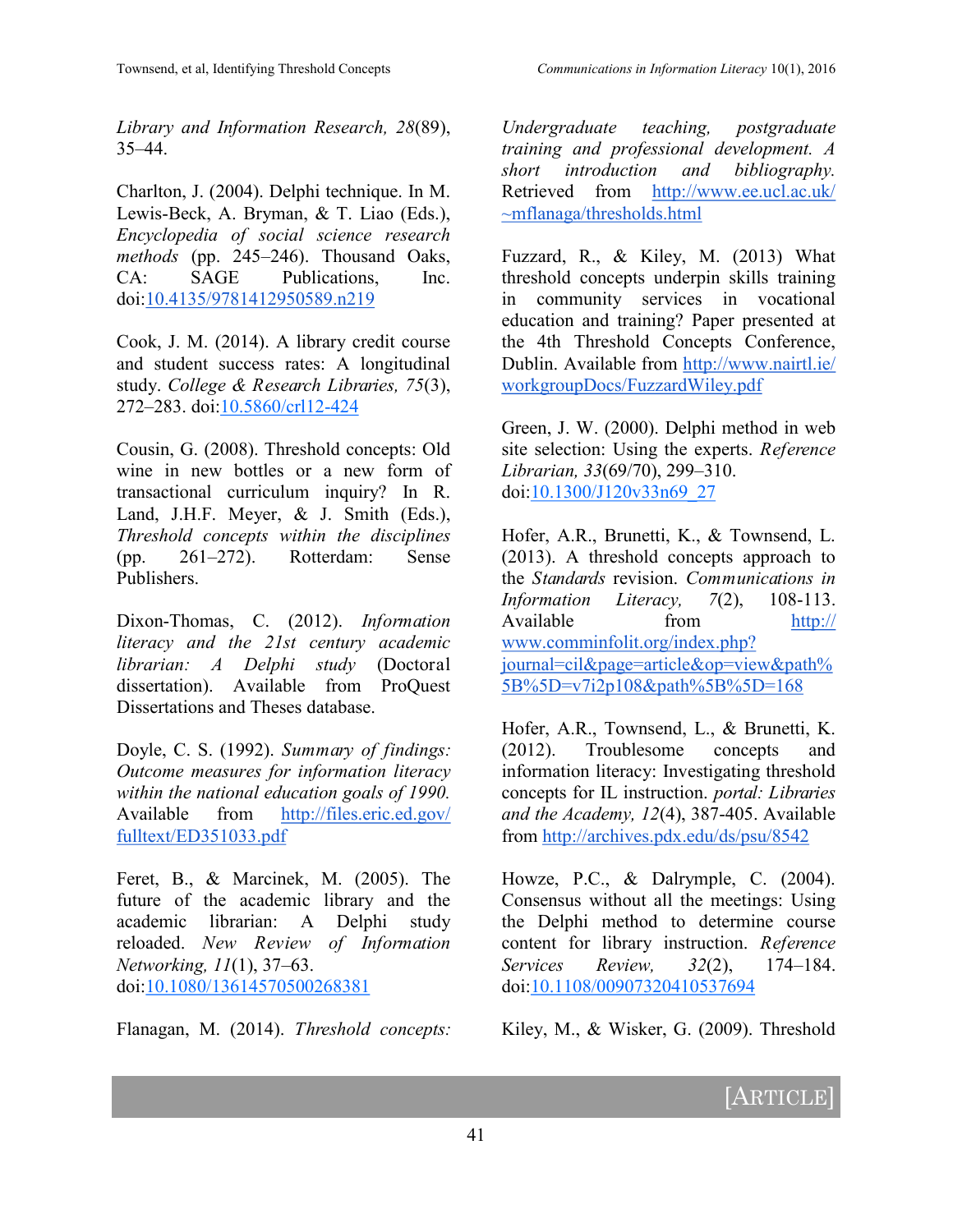*Library and Information Research, 28*(89), 35–44.

Charlton, J. (2004). Delphi technique. In M. Lewis-Beck, A. Bryman, & T. Liao (Eds.), *Encyclopedia of social science research methods* (pp. 245–246). Thousand Oaks, CA: SAGE Publications, Inc. doi:10.4135/9781412950589.n219

Cook, J. M. (2014). A library credit course and student success rates: A longitudinal study. *College & Research Libraries, 75*(3), 272–283. doi:10.5860/crl12-424

Cousin, G. (2008). Threshold concepts: Old wine in new bottles or a new form of transactional curriculum inquiry? In R. Land, J.H.F. Meyer, & J. Smith (Eds.), *Threshold concepts within the disciplines* (pp. 261–272). Rotterdam: Sense Publishers.

Dixon-Thomas, C. (2012). *Information literacy and the 21st century academic librarian: A Delphi study* (Doctoral dissertation). Available from ProQuest Dissertations and Theses database.

Doyle, C. S. (1992). *Summary of findings: Outcome measures for information literacy within the national education goals of 1990.* Available from http://files.eric.ed.gov/fulltext/ED351033.pdf

Feret, B., & Marcinek, M. (2005). The future of the academic library and the academic librarian: A Delphi study reloaded. *New Review of Information Networking, 11*(1), 37–63. doi:10.1080/13614570500268381

Flanagan, M. (2014). *Threshold concepts: Undergraduate teaching, postgraduate training and professional development. A short introduction and bibliography.* Retrieved from http://www.ee.ucl.ac.uk/~mflanaga/thresholds.html

Fuzzard, R., & Kiley, M. (2013) What threshold concepts underpin skills training in community services in vocational education and training? Paper presented at the 4th Threshold Concepts Conference, Dublin. Available from http://www.nairtl.ie/workgroupDocs/FuzzardWiley.pdf

Green, J. W. (2000). Delphi method in web site selection: Using the experts. *Reference Librarian, 33*(69/70), 299–310. doi:10.1300/J120v33n69_27

Hofer, A.R., Brunetti, K., & Townsend, L. (2013). A threshold concepts approach to the *Standards* revision. *Communications in Information Literacy, 7*(2), 108-113. Available from http://www.comminfolit.org/index.php?journal=cil&page=article&op=view&path%5B%5D=v7i2p108&path%5B%5D=168

Hofer, A.R., Townsend, L., & Brunetti, K. (2012). Troublesome concepts and information literacy: Investigating threshold concepts for IL instruction. *portal: Libraries and the Academy, 12*(4), 387-405. Available from http://archives.pdx.edu/ds/psu/8542

Howze, P.C., & Dalrymple, C. (2004). Consensus without all the meetings: Using the Delphi method to determine course content for library instruction. *Reference Services Review, 32*(2), 174–184. doi:10.1108/00907320410537694

Kiley, M., & Wisker, G. (2009). Threshold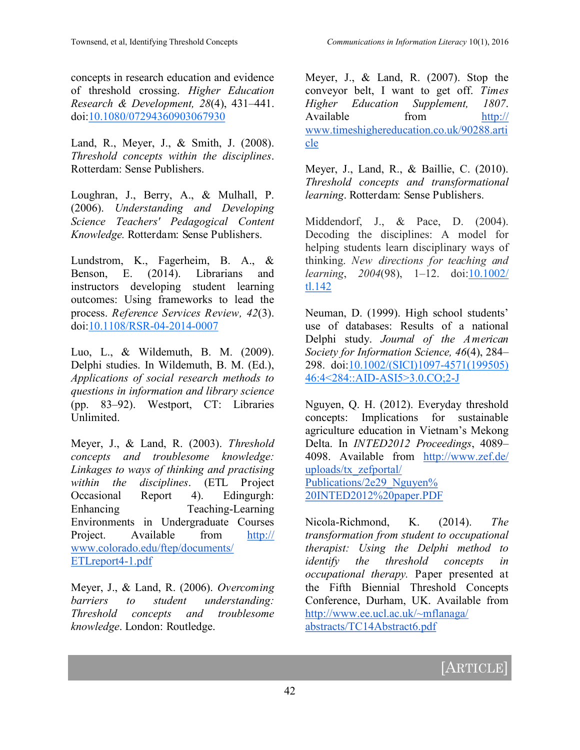concepts in research education and evidence of threshold crossing. *Higher Education Research & Development, 28*(4), 431–441. doi:10.1080/07294360903067930

Land, R., Meyer, J., & Smith, J. (2008). *Threshold concepts within the disciplines*. Rotterdam: Sense Publishers.

Loughran, J., Berry, A., & Mulhall, P. (2006). *Understanding and Developing Science Teachers' Pedagogical Content Knowledge.* Rotterdam: Sense Publishers.

Lundstrom, K., Fagerheim, B. A., & Benson, E. (2014). Librarians and instructors developing student learning outcomes: Using frameworks to lead the process. *Reference Services Review, 42*(3). doi:10.1108/RSR-04-2014-0007

Luo, L., & Wildemuth, B. M. (2009). Delphi studies. In Wildemuth, B. M. (Ed.), *Applications of social research methods to questions in information and library science* (pp. 83–92). Westport, CT: Libraries Unlimited.

Meyer, J., & Land, R. (2003). *Threshold concepts and troublesome knowledge: Linkages to ways of thinking and practising within the disciplines*. (ETL Project Occasional Report 4). Edingurgh: Enhancing Teaching-Learning Environments in Undergraduate Courses Project. Available from http://www.colorado.edu/ftep/documents/ETLreport4-1.pdf

Meyer, J., & Land, R. (2006). *Overcoming barriers to student understanding: Threshold concepts and troublesome knowledge*. London: Routledge.

Meyer, J., & Land, R. (2007). Stop the conveyor belt, I want to get off. *Times Higher Education Supplement, 1807*. Available from http://www.timeshighereducation.co.uk/90288.article

Meyer, J., Land, R., & Baillie, C. (2010). *Threshold concepts and transformational learning*. Rotterdam: Sense Publishers.

Middendorf, J., & Pace, D. (2004). Decoding the disciplines: A model for helping students learn disciplinary ways of thinking. *New directions for teaching and learning*, *2004*(98), 1–12. doi:10.1002/tl.142

Neuman, D. (1999). High school students' use of databases: Results of a national Delphi study. *Journal of the American Society for Information Science, 46*(4), 284–298. doi:10.1002/(SICI)1097-4571(199505)46:4<284::AID-ASI5>3.0.CO;2-J

Nguyen, Q. H. (2012). Everyday threshold concepts: Implications for sustainable agriculture education in Vietnam's Mekong Delta. In *INTED2012 Proceedings*, 4089–4098. Available from http://www.zef.de/uploads/tx_zefportal/Publications/2e29_Nguyen%20INTED2012%20paper.PDF

Nicola-Richmond, K. (2014). *The transformation from student to occupational therapist: Using the Delphi method to identify the threshold concepts in occupational therapy.* Paper presented at the Fifth Biennial Threshold Concepts Conference, Durham, UK. Available from http://www.ee.ucl.ac.uk/~mflanaga/abstracts/TC14Abstract6.pdf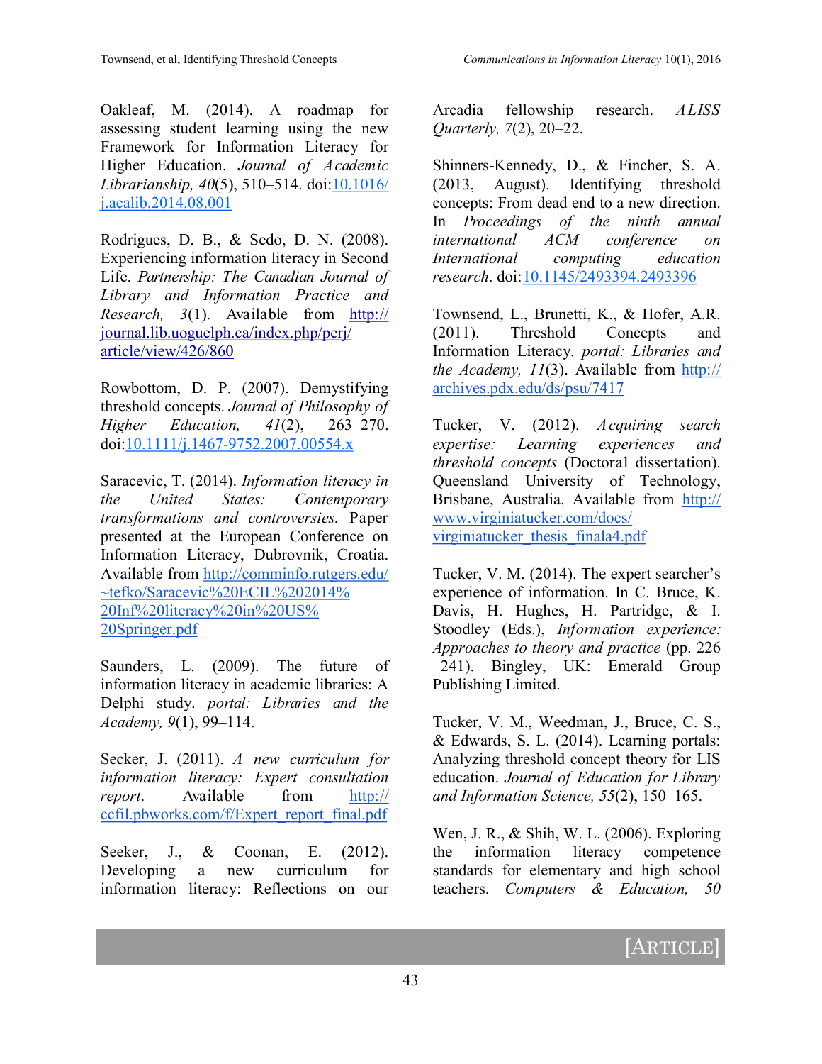Oakleaf, M. (2014). A roadmap for assessing student learning using the new Framework for Information Literacy for Higher Education. *Journal of Academic Librarianship, 40*(5), 510–514. doi:10.1016/j.acalib.2014.08.001

Rodrigues, D. B., & Sedo, D. N. (2008). Experiencing information literacy in Second Life. *Partnership: The Canadian Journal of Library and Information Practice and Research, 3*(1). Available from http://journal.lib.uoguelph.ca/index.php/perj/article/view/426/860

Rowbottom, D. P. (2007). Demystifying threshold concepts. *Journal of Philosophy of Higher Education, 41*(2), 263–270. doi:10.1111/j.1467-9752.2007.00554.x

Saracevic, T. (2014). *Information literacy in the United States: Contemporary transformations and controversies.* Paper presented at the European Conference on Information Literacy, Dubrovnik, Croatia. Available from http://comminfo.rutgers.edu/~tefko/Saracevic%20ECIL%202014%20Inf%20literacy%20in%20US%20Springer.pdf

Saunders, L. (2009). The future of information literacy in academic libraries: A Delphi study. *portal: Libraries and the Academy, 9*(1), 99–114.

Secker, J. (2011). *A new curriculum for information literacy: Expert consultation report*. Available from http://ccfil.pbworks.com/f/Expert_report_final.pdf

Seeker, J., & Coonan, E. (2012). Developing a new curriculum for information literacy: Reflections on our Arcadia fellowship research. *ALISS Quarterly, 7*(2), 20–22.

Shinners-Kennedy, D., & Fincher, S. A. (2013, August). Identifying threshold concepts: From dead end to a new direction. In *Proceedings of the ninth annual international ACM conference on International computing education research*. doi:10.1145/2493394.2493396

Townsend, L., Brunetti, K., & Hofer, A.R. (2011). Threshold Concepts and Information Literacy. *portal: Libraries and the Academy, 11*(3). Available from http://archives.pdx.edu/ds/psu/7417

Tucker, V. (2012). *Acquiring search expertise: Learning experiences and threshold concepts* (Doctoral dissertation). Queensland University of Technology, Brisbane, Australia. Available from http://www.virginiatucker.com/docs/virginiatucker_thesis_finala4.pdf

Tucker, V. M. (2014). The expert searcher's experience of information. In C. Bruce, K. Davis, H. Hughes, H. Partridge, & I. Stoodley (Eds.), *Information experience: Approaches to theory and practice* (pp. 226–241). Bingley, UK: Emerald Group Publishing Limited.

Tucker, V. M., Weedman, J., Bruce, C. S., & Edwards, S. L. (2014). Learning portals: Analyzing threshold concept theory for LIS education. *Journal of Education for Library and Information Science, 55*(2), 150–165.

Wen, J. R., & Shih, W. L. (2006). Exploring the information literacy competence standards for elementary and high school teachers. *Computers & Education, 50*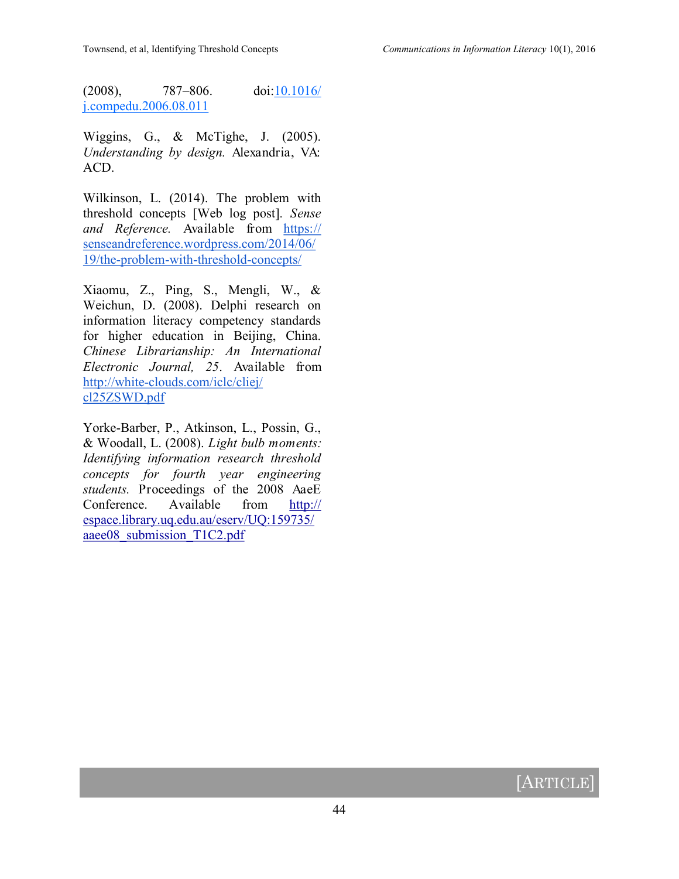(2008), 787–806. doi:10.1016/j.compedu.2006.08.011

Wiggins, G., & McTighe, J. (2005). *Understanding by design.* Alexandria, VA: ACD.

Wilkinson, L. (2014). The problem with threshold concepts [Web log post]. *Sense and Reference.* Available from https://senseandreference.wordpress.com/2014/06/19/the-problem-with-threshold-concepts/

Xiaomu, Z., Ping, S., Mengli, W., & Weichun, D. (2008). Delphi research on information literacy competency standards for higher education in Beijing, China. *Chinese Librarianship: An International Electronic Journal, 25*. Available from http://white-clouds.com/iclc/cliej/cl25ZSWD.pdf

Yorke-Barber, P., Atkinson, L., Possin, G., & Woodall, L. (2008). *Light bulb moments: Identifying information research threshold concepts for fourth year engineering students.* Proceedings of the 2008 AaeE Conference. Available from http://espace.library.uq.edu.au/eserv/UQ:159735/aaee08_submission_T1C2.pdf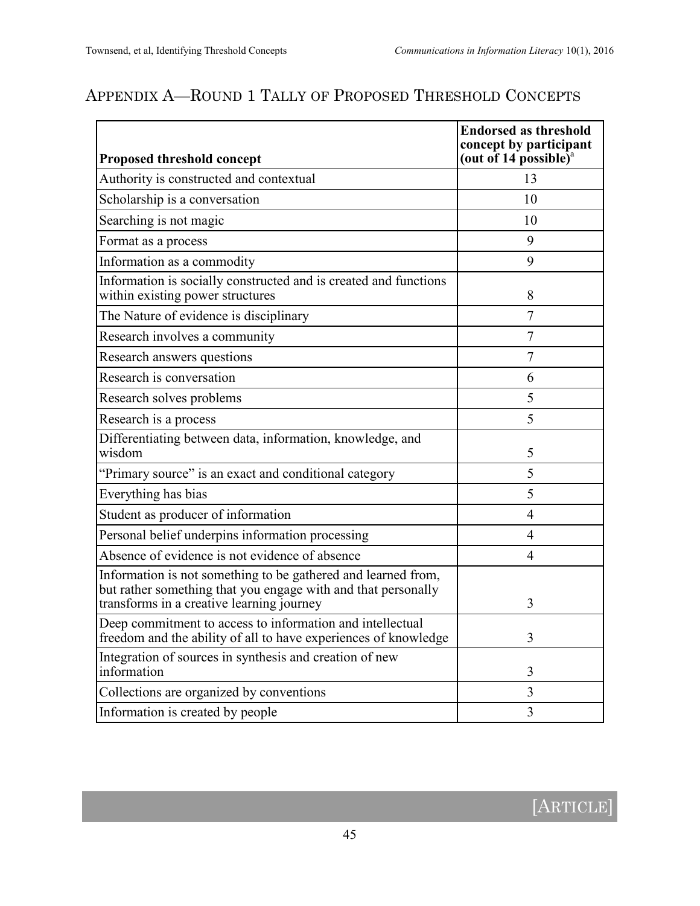## Appendix A—Round 1 Tally of Proposed Threshold Concepts

| Proposed threshold concept | Endorsed as threshold concept by participant (out of 14 possible)[a] |
|---|---|
| Authority is constructed and contextual | 13 |
| Scholarship is a conversation | 10 |
| Searching is not magic | 10 |
| Format as a process | 9 |
| Information as a commodity | 9 |
| Information is socially constructed and is created and functions within existing power structures | 8 |
| The Nature of evidence is disciplinary | 7 |
| Research involves a community | 7 |
| Research answers questions | 7 |
| Research is conversation | 6 |
| Research solves problems | 5 |
| Research is a process | 5 |
| Differentiating between data, information, knowledge, and wisdom | 5 |
| "Primary source" is an exact and conditional category | 5 |
| Everything has bias | 5 |
| Student as producer of information | 4 |
| Personal belief underpins information processing | 4 |
| Absence of evidence is not evidence of absence | 4 |
| Information is not something to be gathered and learned from, but rather something that you engage with and that personally transforms in a creative learning journey | 3 |
| Deep commitment to access to information and intellectual freedom and the ability of all to have experiences of knowledge | 3 |
| Integration of sources in synthesis and creation of new information | 3 |
| Collections are organized by conventions | 3 |
| Information is created by people | 3 |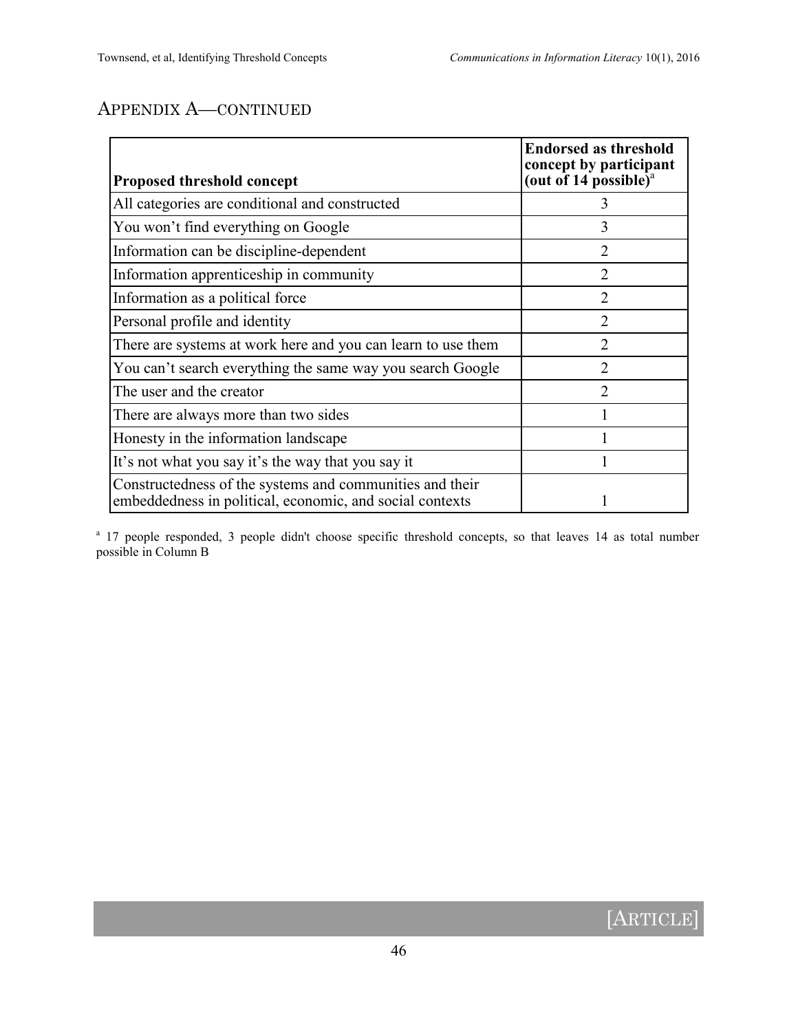## Appendix A—continued

| Proposed threshold concept | Endorsed as threshold concept by participant (out of 14 possible)[a] |
|---|---|
| All categories are conditional and constructed | 3 |
| You won't find everything on Google | 3 |
| Information can be discipline-dependent | 2 |
| Information apprenticeship in community | 2 |
| Information as a political force | 2 |
| Personal profile and identity | 2 |
| There are systems at work here and you can learn to use them | 2 |
| You can't search everything the same way you search Google | 2 |
| The user and the creator | 2 |
| There are always more than two sides | 1 |
| Honesty in the information landscape | 1 |
| It's not what you say it's the way that you say it | 1 |
| Constructedness of the systems and communities and their embeddedness in political, economic, and social contexts | 1 |

[a] 17 people responded, 3 people didn't choose specific threshold concepts, so that leaves 14 as total number possible in Column B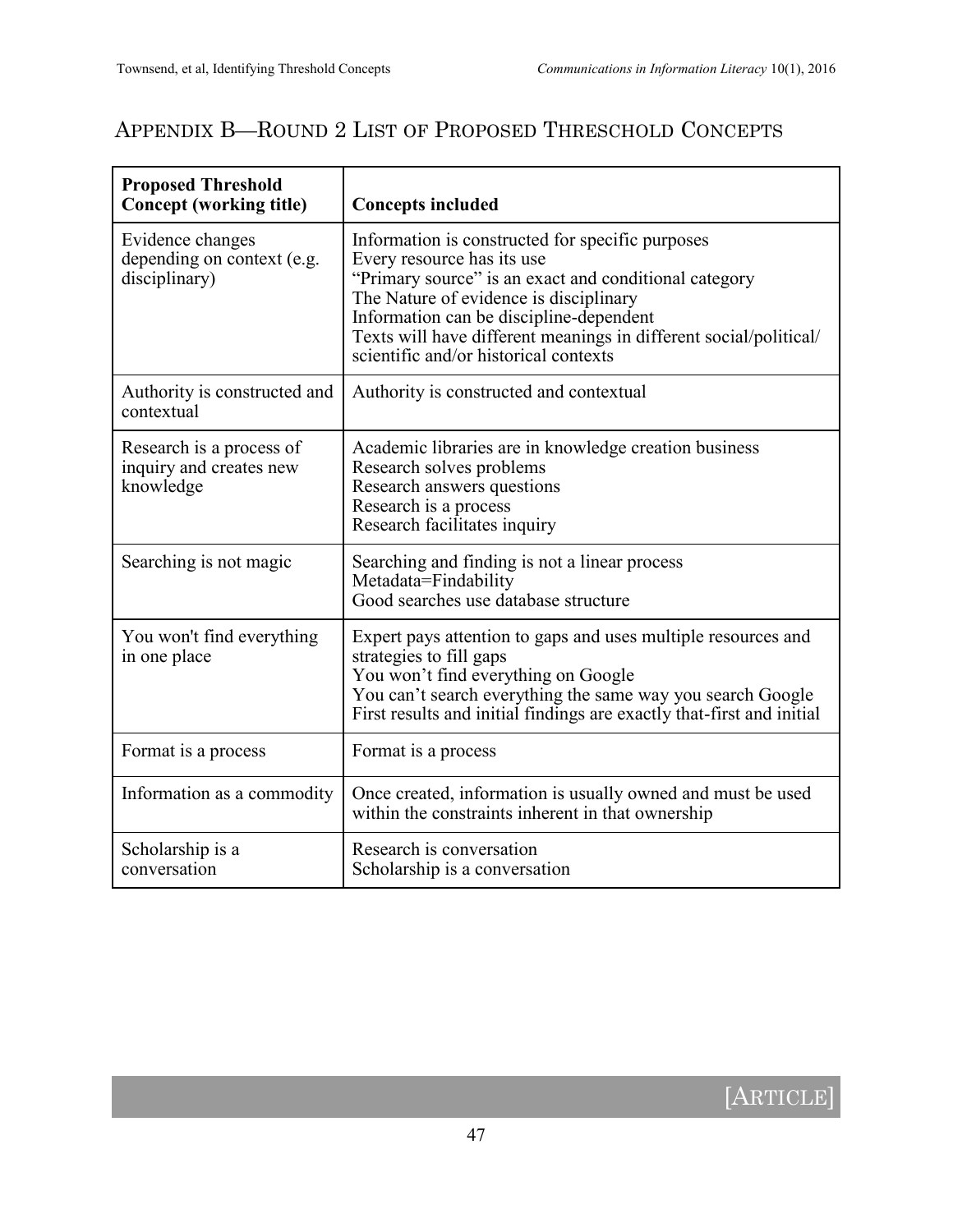## Appendix B—Round 2 List of Proposed Threschold Concepts

| **Proposed Threshold Concept (working title)** | **Concepts included** |
|---|---|
| Evidence changes depending on context (e.g. disciplinary) | Information is constructed for specific purposes<br>Every resource has its use<br>"Primary source" is an exact and conditional category<br>The Nature of evidence is disciplinary<br>Information can be discipline-dependent<br>Texts will have different meanings in different social/political/scientific and/or historical contexts |
| Authority is constructed and contextual | Authority is constructed and contextual |
| Research is a process of inquiry and creates new knowledge | Academic libraries are in knowledge creation business<br>Research solves problems<br>Research answers questions<br>Research is a process<br>Research facilitates inquiry |
| Searching is not magic | Searching and finding is not a linear process<br>Metadata=Findability<br>Good searches use database structure |
| You won't find everything in one place | Expert pays attention to gaps and uses multiple resources and strategies to fill gaps<br>You won't find everything on Google<br>You can't search everything the same way you search Google<br>First results and initial findings are exactly that-first and initial |
| Format is a process | Format is a process |
| Information as a commodity | Once created, information is usually owned and must be used within the constraints inherent in that ownership |
| Scholarship is a conversation | Research is conversation<br>Scholarship is a conversation |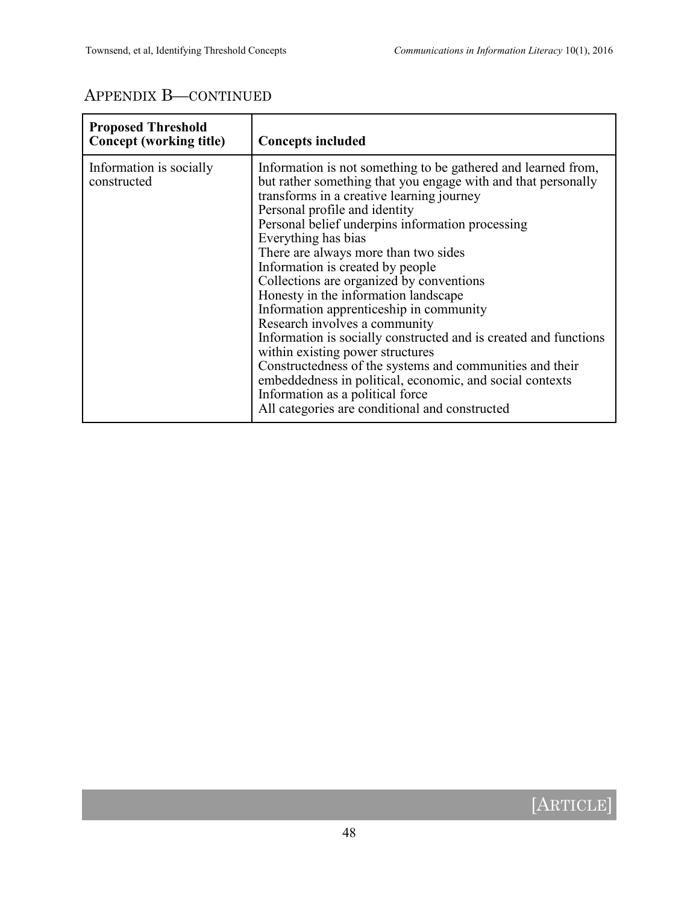## Appendix B—continued

| Proposed Threshold Concept (working title) | Concepts included |
| --- | --- |
| Information is socially constructed | Information is not something to be gathered and learned from, but rather something that you engage with and that personally transforms in a creative learning journey<br>Personal profile and identity<br>Personal belief underpins information processing<br>Everything has bias<br>There are always more than two sides<br>Information is created by people<br>Collections are organized by conventions<br>Honesty in the information landscape<br>Information apprenticeship in community<br>Research involves a community<br>Information is socially constructed and is created and functions within existing power structures<br>Constructedness of the systems and communities and their embeddedness in political, economic, and social contexts<br>Information as a political force<br>All categories are conditional and constructed |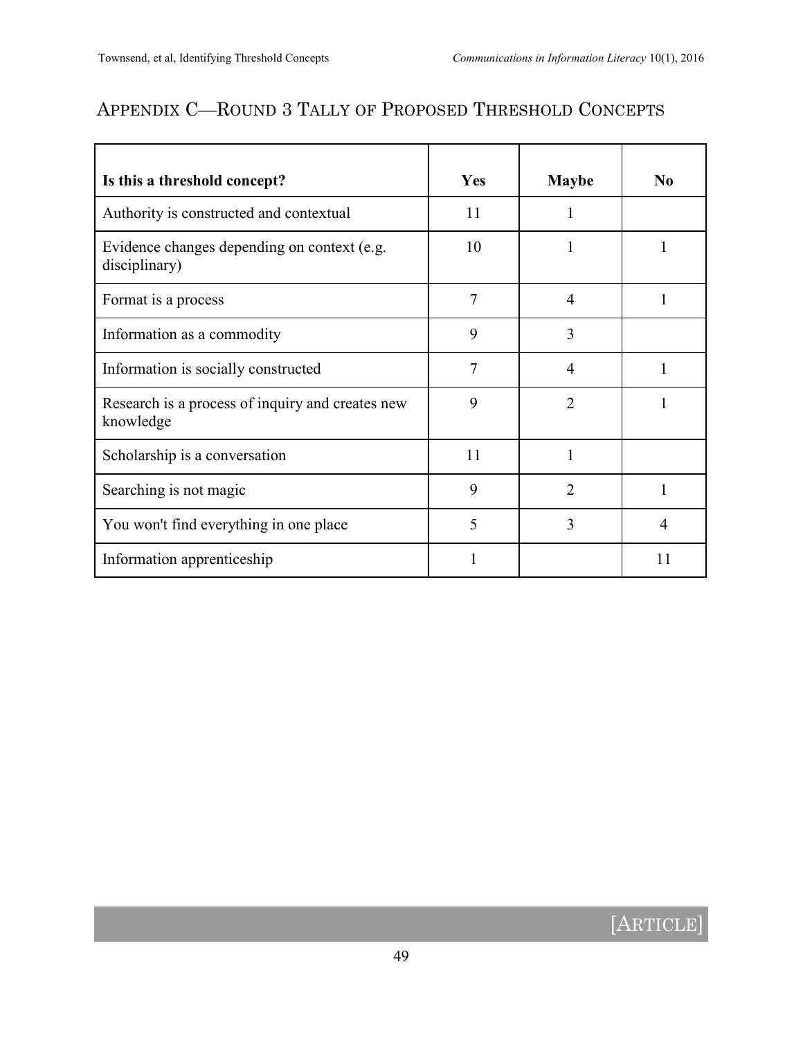## Appendix C—Round 3 Tally of Proposed Threshold Concepts

| Is this a threshold concept? | Yes | Maybe | No |
|---|---|---|---|
| Authority is constructed and contextual | 11 | 1 | |
| Evidence changes depending on context (e.g. disciplinary) | 10 | 1 | 1 |
| Format is a process | 7 | 4 | 1 |
| Information as a commodity | 9 | 3 | |
| Information is socially constructed | 7 | 4 | 1 |
| Research is a process of inquiry and creates new knowledge | 9 | 2 | 1 |
| Scholarship is a conversation | 11 | 1 | |
| Searching is not magic | 9 | 2 | 1 |
| You won't find everything in one place | 5 | 3 | 4 |
| Information apprenticeship | 1 | | 11 |